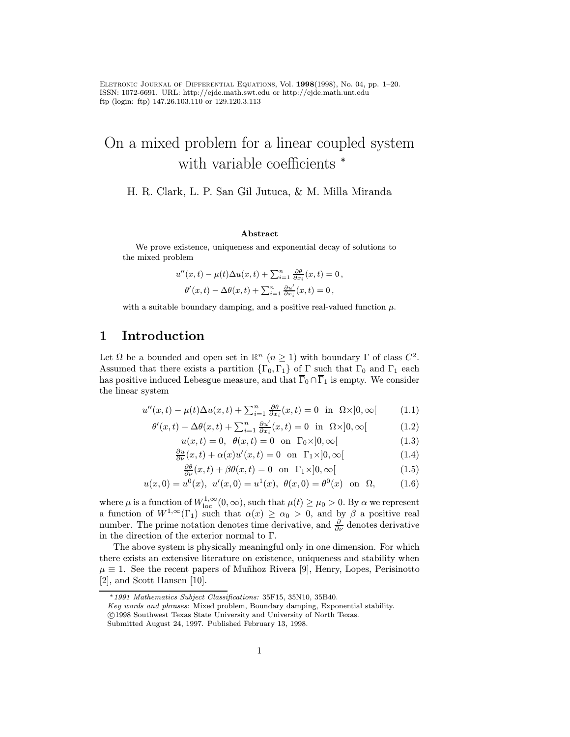# On a mixed problem for a linear coupled system with variable coefficients *

H. R. Clark, L. P. San Gil Jutuca, & M. Milla Miranda

### Abstract

We prove existence, uniqueness and exponential decay of solutions to the mixed problem

$$u''(x,t) - \mu(t)\Delta u(x,t) + \textstyle\sum_{i=1}^{n} \frac{\partial \theta}{\partial x_i}(x,t) = 0\,,$$

$$\theta'(x,t) - \Delta\theta(x,t) + \textstyle\sum_{i=1}^{n} \frac{\partial u'}{\partial x_i}(x,t) = 0\,,$$

with a suitable boundary damping, and a positive real-valued function $\mu$.

## 1 Introduction

Let $\Omega$ be a bounded and open set in $\mathbb{R}^n$ ($n \geq 1$) with boundary $\Gamma$ of class $C^2$. Assumed that there exists a partition $\{\Gamma_0, \Gamma_1\}$ of $\Gamma$ such that $\Gamma_0$ and $\Gamma_1$ each has positive induced Lebesgue measure, and that $\overline{\Gamma}_0 \cap \overline{\Gamma}_1$ is empty. We consider the linear system

$$u''(x,t) - \mu(t)\Delta u(x,t) + \textstyle\sum_{i=1}^{n} \frac{\partial \theta}{\partial x_i}(x,t) = 0 \quad \text{in} \quad \Omega\times]0,\infty[ \tag{1.1}$$

$$\theta'(x,t) - \Delta\theta(x,t) + \textstyle\sum_{i=1}^{n} \frac{\partial u'}{\partial x_i}(x,t) = 0 \quad \text{in} \quad \Omega\times]0,\infty[ \tag{1.2}$$

$$u(x,t) = 0, \quad \theta(x,t) = 0 \quad \text{on} \quad \Gamma_0\times]0,\infty[ \tag{1.3}$$

$$\frac{\partial u}{\partial \nu}(x,t) + \alpha(x)u'(x,t) = 0 \quad \text{on} \quad \Gamma_1\times]0,\infty[ \tag{1.4}$$

$$\frac{\partial \theta}{\partial \nu}(x,t) + \beta\theta(x,t) = 0 \quad \text{on} \quad \Gamma_1\times]0,\infty[ \tag{1.5}$$

$$u(x,0) = u^0(x), \quad u'(x,0) = u^1(x), \quad \theta(x,0) = \theta^0(x) \quad \text{on} \quad \Omega, \tag{1.6}$$

where $\mu$ is a function of $W^{1,\infty}_{\text{loc}}(0,\infty)$, such that $\mu(t) \geq \mu_0 > 0$. By $\alpha$ we represent a function of $W^{1,\infty}(\Gamma_1)$ such that $\alpha(x) \geq \alpha_0 > 0$, and by $\beta$ a positive real number. The prime notation denotes time derivative, and $\frac{\partial}{\partial \nu}$ denotes derivative in the direction of the exterior normal to $\Gamma$.

The above system is physically meaningful only in one dimension. For which there exists an extensive literature on existence, uniqueness and stability when $\mu \equiv 1$. See the recent papers of Muñhoz Rivera [9], Henry, Lopes, Perisinotto [2], and Scott Hansen [10].

---

* *1991 Mathematics Subject Classifications:* 35F15, 35N10, 35B40.
*Key words and phrases:* Mixed problem, Boundary damping, Exponential stability.
©1998 Southwest Texas State University and University of North Texas.
Submitted August 24, 1997. Published February 13, 1998.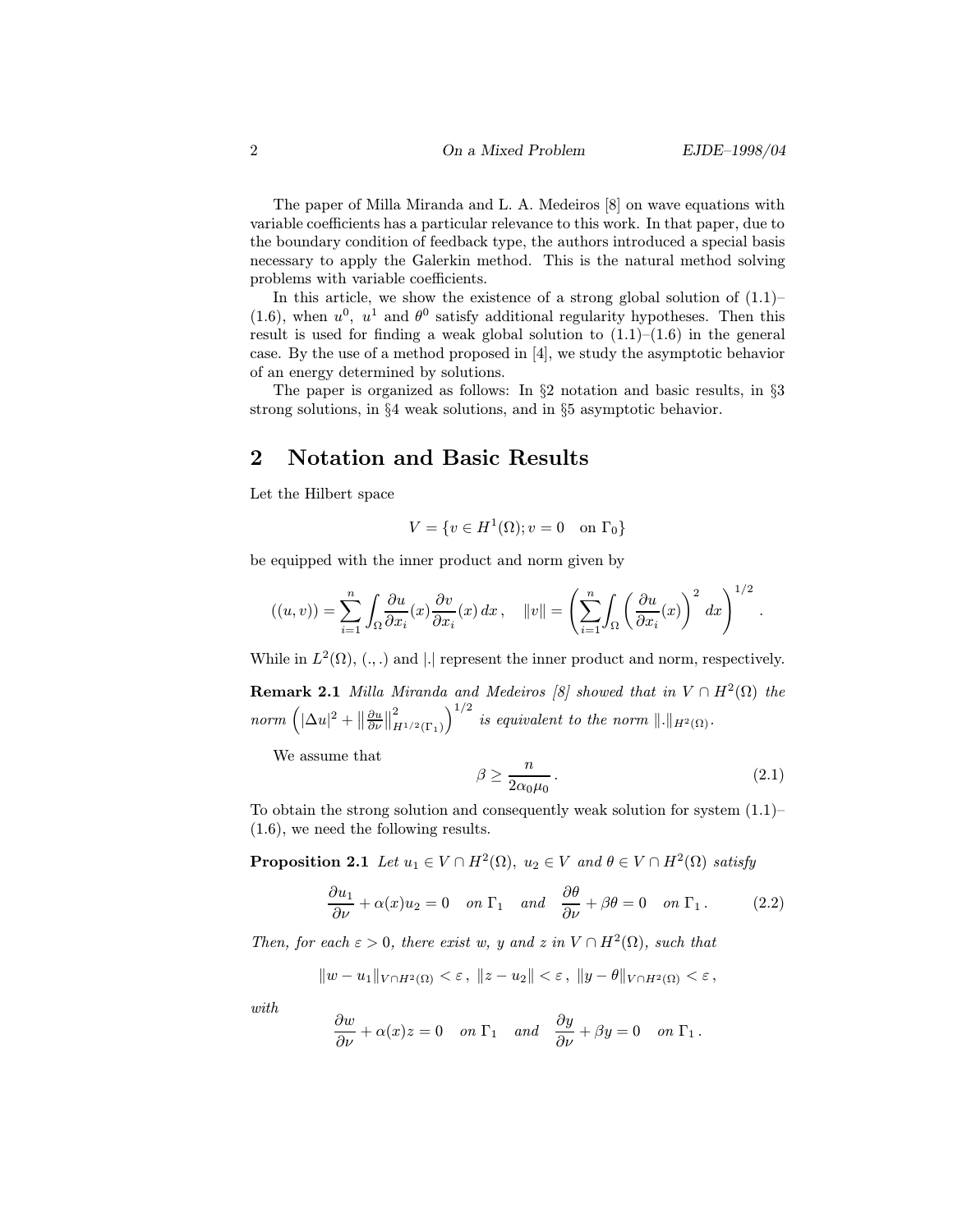The paper of Milla Miranda and L. A. Medeiros [8] on wave equations with variable coefficients has a particular relevance to this work. In that paper, due to the boundary condition of feedback type, the authors introduced a special basis necessary to apply the Galerkin method. This is the natural method solving problems with variable coefficients.

In this article, we show the existence of a strong global solution of (1.1)–(1.6), when $u^0$, $u^1$ and $\theta^0$ satisfy additional regularity hypotheses. Then this result is used for finding a weak global solution to (1.1)–(1.6) in the general case. By the use of a method proposed in [4], we study the asymptotic behavior of an energy determined by solutions.

The paper is organized as follows: In §2 notation and basic results, in §3 strong solutions, in §4 weak solutions, and in §5 asymptotic behavior.

## 2 Notation and Basic Results

Let the Hilbert space

$$V = \{v \in H^1(\Omega); v = 0 \quad \text{on } \Gamma_0\}$$

be equipped with the inner product and norm given by

$$((u,v)) = \sum_{i=1}^{n} \int_\Omega \frac{\partial u}{\partial x_i}(x) \frac{\partial v}{\partial x_i}(x)\, dx\,, \quad \|v\| = \left( \sum_{i=1}^{n} \int_\Omega \left( \frac{\partial u}{\partial x_i}(x) \right)^2 dx \right)^{1/2}.$$

While in $L^2(\Omega)$, $(.,.)$ and $|.|$ represent the inner product and norm, respectively.

**Remark 2.1** *Milla Miranda and Medeiros [8] showed that in $V \cap H^2(\Omega)$ the norm $\left( |\Delta u|^2 + \|\frac{\partial u}{\partial \nu}\|^2_{H^{1/2}(\Gamma_1)} \right)^{1/2}$ is equivalent to the norm $\|.\|_{H^2(\Omega)}$.*

We assume that

$$\beta \geq \frac{n}{2\alpha_0 \mu_0}\,. \tag{2.1}$$

To obtain the strong solution and consequently weak solution for system (1.1)–(1.6), we need the following results.

**Proposition 2.1** *Let $u_1 \in V \cap H^2(\Omega)$, $u_2 \in V$ and $\theta \in V \cap H^2(\Omega)$ satisfy*

$$\frac{\partial u_1}{\partial \nu} + \alpha(x) u_2 = 0 \quad \text{on } \Gamma_1 \quad \text{and} \quad \frac{\partial \theta}{\partial \nu} + \beta \theta = 0 \quad \text{on } \Gamma_1\,. \tag{2.2}$$

*Then, for each $\varepsilon > 0$, there exist $w$, $y$ and $z$ in $V \cap H^2(\Omega)$, such that*

$$\|w - u_1\|_{V \cap H^2(\Omega)} < \varepsilon\,,\ \|z - u_2\| < \varepsilon\,,\ \|y - \theta\|_{V \cap H^2(\Omega)} < \varepsilon\,,$$

*with*

$$\frac{\partial w}{\partial \nu} + \alpha(x) z = 0 \quad \text{on } \Gamma_1 \quad \text{and} \quad \frac{\partial y}{\partial \nu} + \beta y = 0 \quad \text{on } \Gamma_1\,.$$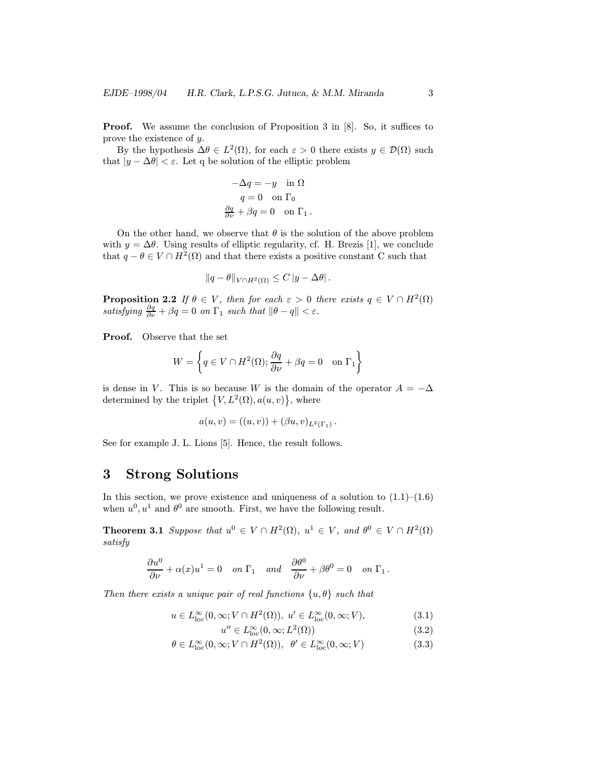**Proof.** We assume the conclusion of Proposition 3 in [8]. So, it suffices to prove the existence of $y$.

By the hypothesis $\Delta\theta \in L^2(\Omega)$, for each $\varepsilon > 0$ there exists $y \in \mathcal{D}(\Omega)$ such that $|y - \Delta\theta| < \varepsilon$. Let q be solution of the elliptic problem

$$
\begin{aligned}
-\Delta q = -y \quad \text{in } \Omega \\
q = 0 \quad \text{on } \Gamma_0 \\
\tfrac{\partial q}{\partial \nu} + \beta q = 0 \quad \text{on } \Gamma_1 \,.
\end{aligned}
$$

On the other hand, we observe that $\theta$ is the solution of the above problem with $y = \Delta\theta$. Using results of elliptic regularity, cf. H. Brezis [1], we conclude that $q - \theta \in V \cap H^2(\Omega)$ and that there exists a positive constant C such that

$$
\|q - \theta\|_{V \cap H^2(\Omega)} \leq C \, |y - \Delta\theta| \,.
$$

**Proposition 2.2** *If $\theta \in V$, then for each $\varepsilon > 0$ there exists $q \in V \cap H^2(\Omega)$ satisfying $\frac{\partial q}{\partial \nu} + \beta q = 0$ on $\Gamma_1$ such that $\|\theta - q\| < \varepsilon$.*

**Proof.** Observe that the set

$$
W = \left\{ q \in V \cap H^2(\Omega); \frac{\partial q}{\partial \nu} + \beta q = 0 \quad \text{on } \Gamma_1 \right\}
$$

is dense in $V$. This is so because $W$ is the domain of the operator $A = -\Delta$ determined by the triplet $\{V, L^2(\Omega), a(u,v)\}$, where

$$
a(u,v) = ((u,v)) + (\beta u, v)_{L^2(\Gamma_1)} \,.
$$

See for example J. L. Lions [5]. Hence, the result follows.

## 3 Strong Solutions

In this section, we prove existence and uniqueness of a solution to (1.1)–(1.6) when $u^0, u^1$ and $\theta^0$ are smooth. First, we have the following result.

**Theorem 3.1** *Suppose that $u^0 \in V \cap H^2(\Omega)$, $u^1 \in V$, and $\theta^0 \in V \cap H^2(\Omega)$ satisfy*

$$
\frac{\partial u^0}{\partial \nu} + \alpha(x) u^1 = 0 \quad \text{on } \Gamma_1 \quad \text{and} \quad \frac{\partial \theta^0}{\partial \nu} + \beta \theta^0 = 0 \quad \text{on } \Gamma_1 \,.
$$

*Then there exists a unique pair of real functions $\{u, \theta\}$ such that*

$$
u \in L^\infty_{\text{loc}}(0, \infty; V \cap H^2(\Omega)), \; u' \in L^\infty_{\text{loc}}(0, \infty; V), \tag{3.1}
$$

$$
u'' \in L^\infty_{\text{loc}}(0, \infty; L^2(\Omega)) \tag{3.2}
$$

$$
\theta \in L^\infty_{\text{loc}}(0, \infty; V \cap H^2(\Omega)), \;\; \theta' \in L^\infty_{\text{loc}}(0, \infty; V) \tag{3.3}
$$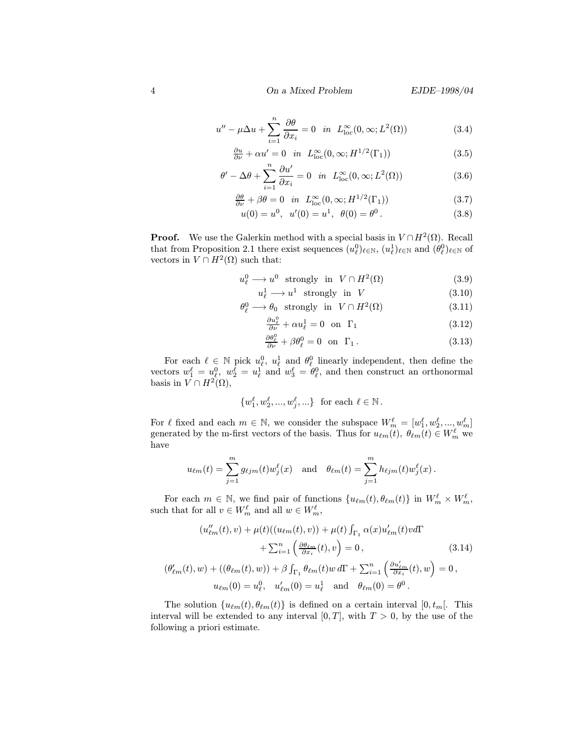$$u'' - \mu \Delta u + \sum_{i=1}^{n} \frac{\partial \theta}{\partial x_i} = 0 \quad in \quad L^\infty_{\rm loc}(0,\infty; L^2(\Omega)) \tag{3.4}$$

$$\tfrac{\partial u}{\partial \nu} + \alpha u' = 0 \quad in \quad L^\infty_{\rm loc}(0,\infty; H^{1/2}(\Gamma_1)) \tag{3.5}$$

$$\theta' - \Delta \theta + \sum_{i=1}^{n} \frac{\partial u'}{\partial x_i} = 0 \quad in \quad L^\infty_{\rm loc}(0,\infty; L^2(\Omega)) \tag{3.6}$$

$$\tfrac{\partial \theta}{\partial \nu} + \beta \theta = 0 \quad in \quad L^\infty_{\rm loc}(0,\infty; H^{1/2}(\Gamma_1)) \tag{3.7}$$

$$u(0) = u^0, \quad u'(0) = u^1, \quad \theta(0) = \theta^0 \,. \tag{3.8}$$

**Proof.** We use the Galerkin method with a special basis in $V \cap H^2(\Omega)$. Recall that from Proposition 2.1 there exist sequences $(u^0_\ell)_{\ell\in\mathbb{N}}$, $(u^1_\ell)_{\ell\in\mathbb{N}}$ and $(\theta^0_\ell)_{\ell\in\mathbb{N}}$ of vectors in $V \cap H^2(\Omega)$ such that:

$$u^0_\ell \longrightarrow u^0 \quad \text{strongly in} \quad V \cap H^2(\Omega) \tag{3.9}$$

$$u^1_\ell \longrightarrow u^1 \quad \text{strongly in} \quad V \tag{3.10}$$

$$\theta^0_\ell \longrightarrow \theta_0 \quad \text{strongly in} \quad V \cap H^2(\Omega) \tag{3.11}$$

$$\tfrac{\partial u^0_\ell}{\partial \nu} + \alpha u^1_\ell = 0 \quad \text{on} \quad \Gamma_1 \tag{3.12}$$

$$\tfrac{\partial \theta^0_\ell}{\partial \nu} + \beta \theta^0_\ell = 0 \quad \text{on} \quad \Gamma_1 \,. \tag{3.13}$$

For each $\ell \in \mathbb{N}$ pick $u^0_\ell$, $u^1_\ell$ and $\theta^0_\ell$ linearly independent, then define the vectors $w^\ell_1 = u^0_\ell$, $w^\ell_2 = u^1_\ell$ and $w^\ell_3 = \theta^0_\ell$, and then construct an orthonormal basis in $V \cap H^2(\Omega)$,

$$\{w^\ell_1, w^\ell_2, ..., w^\ell_j, ...\} \quad \text{for each } \ell \in \mathbb{N} \,.$$

For $\ell$ fixed and each $m \in \mathbb{N}$, we consider the subspace $W^\ell_m = [w^\ell_1, w^\ell_2, ..., w^\ell_m]$ generated by the m-first vectors of the basis. Thus for $u_{\ell m}(t)$, $\theta_{\ell m}(t) \in W^\ell_m$ we have

$$u_{\ell m}(t) = \sum_{j=1}^{m} g_{\ell j m}(t) w^\ell_j(x) \quad \text{and} \quad \theta_{\ell m}(t) = \sum_{j=1}^{m} h_{\ell j m}(t) w^\ell_j(x) \,.$$

For each $m \in \mathbb{N}$, we find pair of functions $\{u_{\ell m}(t), \theta_{\ell m}(t)\}$ in $W^\ell_m \times W^\ell_m$, such that for all $v \in W^\ell_m$ and all $w \in W^\ell_m$,

$$\begin{aligned}
&(u''_{\ell m}(t), v) + \mu(t)((u_{\ell m}(t), v)) + \mu(t) \textstyle\int_{\Gamma_1} \alpha(x) u'_{\ell m}(t) v d\Gamma \\
&\qquad + \textstyle\sum_{i=1}^{n} \left( \frac{\partial \theta_{\ell m}}{\partial x_i}(t), v \right) = 0 \,, \qquad\qquad (3.14) \\
&(\theta'_{\ell m}(t), w) + ((\theta_{\ell m}(t), w)) + \beta \textstyle\int_{\Gamma_1} \theta_{\ell m}(t) w \, d\Gamma + \sum_{i=1}^{n} \left( \frac{\partial u'_{\ell m}}{\partial x_i}(t), w \right) = 0 \,, \\
&u_{\ell m}(0) = u^0_\ell, \quad u'_{\ell m}(0) = u^1_\ell \quad \text{and} \quad \theta_{\ell m}(0) = \theta^0 \,.
\end{aligned}$$

The solution $\{u_{\ell m}(t), \theta_{\ell m}(t)\}$ is defined on a certain interval $[0, t_m[$. This interval will be extended to any interval $[0, T]$, with $T > 0$, by the use of the following a priori estimate.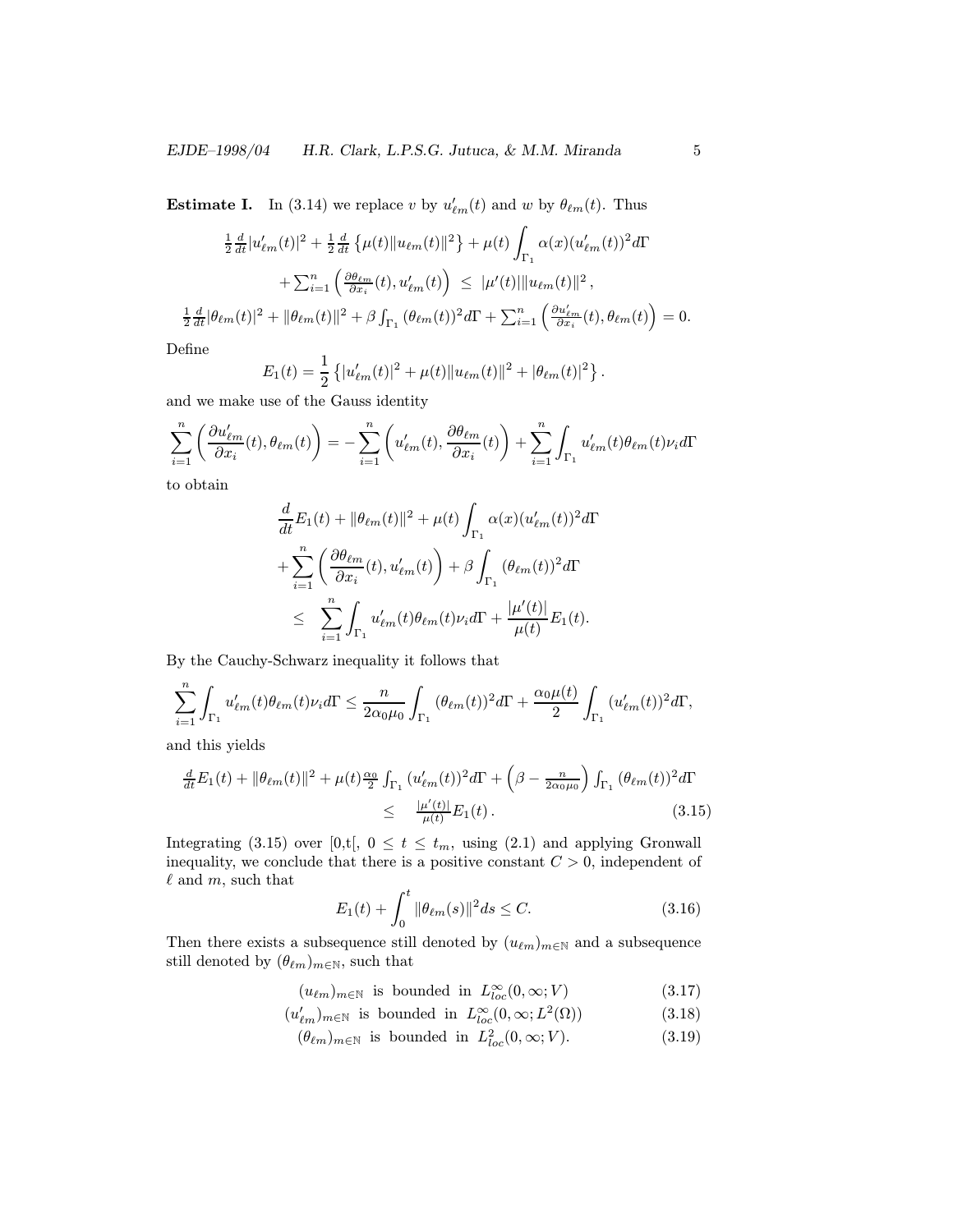**Estimate I.** In (3.14) we replace $v$ by $u'_{\ell m}(t)$ and $w$ by $\theta_{\ell m}(t)$. Thus

$$
\begin{gathered}
\tfrac{1}{2}\tfrac{d}{dt}|u'_{\ell m}(t)|^2 + \tfrac{1}{2}\tfrac{d}{dt}\left\{\mu(t)\|u_{\ell m}(t)\|^2\right\} + \mu(t)\int_{\Gamma_1}\alpha(x)(u'_{\ell m}(t))^2 d\Gamma \\
+ \textstyle\sum_{i=1}^n \left(\frac{\partial \theta_{\ell m}}{\partial x_i}(t), u'_{\ell m}(t)\right) \;\le\; |\mu'(t)|\|u_{\ell m}(t)\|^2\,, \\
\tfrac{1}{2}\tfrac{d}{dt}|\theta_{\ell m}(t)|^2 + \|\theta_{\ell m}(t)\|^2 + \beta\int_{\Gamma_1}(\theta_{\ell m}(t))^2 d\Gamma + \textstyle\sum_{i=1}^n\left(\frac{\partial u'_{\ell m}}{\partial x_i}(t), \theta_{\ell m}(t)\right) = 0.
\end{gathered}
$$

Define

$$
E_1(t) = \frac{1}{2}\left\{|u'_{\ell m}(t)|^2 + \mu(t)\|u_{\ell m}(t)\|^2 + |\theta_{\ell m}(t)|^2\right\}.
$$

and we make use of the Gauss identity

$$
\sum_{i=1}^n \left(\frac{\partial u'_{\ell m}}{\partial x_i}(t), \theta_{\ell m}(t)\right) = -\sum_{i=1}^n \left(u'_{\ell m}(t), \frac{\partial \theta_{\ell m}}{\partial x_i}(t)\right) + \sum_{i=1}^n \int_{\Gamma_1} u'_{\ell m}(t)\theta_{\ell m}(t)\nu_i d\Gamma
$$

to obtain

$$
\begin{aligned}
&\frac{d}{dt}E_1(t) + \|\theta_{\ell m}(t)\|^2 + \mu(t)\int_{\Gamma_1}\alpha(x)(u'_{\ell m}(t))^2 d\Gamma \\
&+ \sum_{i=1}^n \left(\frac{\partial \theta_{\ell m}}{\partial x_i}(t), u'_{\ell m}(t)\right) + \beta\int_{\Gamma_1}(\theta_{\ell m}(t))^2 d\Gamma \\
&\le\; \sum_{i=1}^n \int_{\Gamma_1} u'_{\ell m}(t)\theta_{\ell m}(t)\nu_i d\Gamma + \frac{|\mu'(t)|}{\mu(t)}E_1(t).
\end{aligned}
$$

By the Cauchy-Schwarz inequality it follows that

$$
\sum_{i=1}^n \int_{\Gamma_1} u'_{\ell m}(t)\theta_{\ell m}(t)\nu_i d\Gamma \le \frac{n}{2\alpha_0\mu_0}\int_{\Gamma_1}(\theta_{\ell m}(t))^2 d\Gamma + \frac{\alpha_0\mu(t)}{2}\int_{\Gamma_1}(u'_{\ell m}(t))^2 d\Gamma,
$$

and this yields

$$
\begin{aligned}
\tfrac{d}{dt}E_1(t) + \|\theta_{\ell m}(t)\|^2 + \mu(t)\tfrac{\alpha_0}{2}\int_{\Gamma_1}(u'_{\ell m}(t))^2 d\Gamma + \left(\beta - \tfrac{n}{2\alpha_0\mu_0}\right)\int_{\Gamma_1}(\theta_{\ell m}(t))^2 d\Gamma& \\
\le \quad \tfrac{|\mu'(t)|}{\mu(t)}E_1(t)\,.& \qquad (3.15)
\end{aligned}
$$

Integrating (3.15) over $[0,t[$, $0 \le t \le t_m$, using (2.1) and applying Gronwall inequality, we conclude that there is a positive constant $C > 0$, independent of $\ell$ and $m$, such that

$$
E_1(t) + \int_0^t \|\theta_{\ell m}(s)\|^2 ds \le C. \qquad (3.16)
$$

Then there exists a subsequence still denoted by $(u_{\ell m})_{m\in\mathbb{N}}$ and a subsequence still denoted by $(\theta_{\ell m})_{m\in\mathbb{N}}$, such that

$$
(u_{\ell m})_{m\in\mathbb{N}} \text{ is bounded in } L^\infty_{loc}(0,\infty;V) \qquad (3.17)
$$

$$
(u'_{\ell m})_{m\in\mathbb{N}} \text{ is bounded in } L^\infty_{loc}(0,\infty;L^2(\Omega)) \qquad (3.18)
$$

$$
(\theta_{\ell m})_{m\in\mathbb{N}} \text{ is bounded in } L^2_{loc}(0,\infty;V). \qquad (3.19)
$$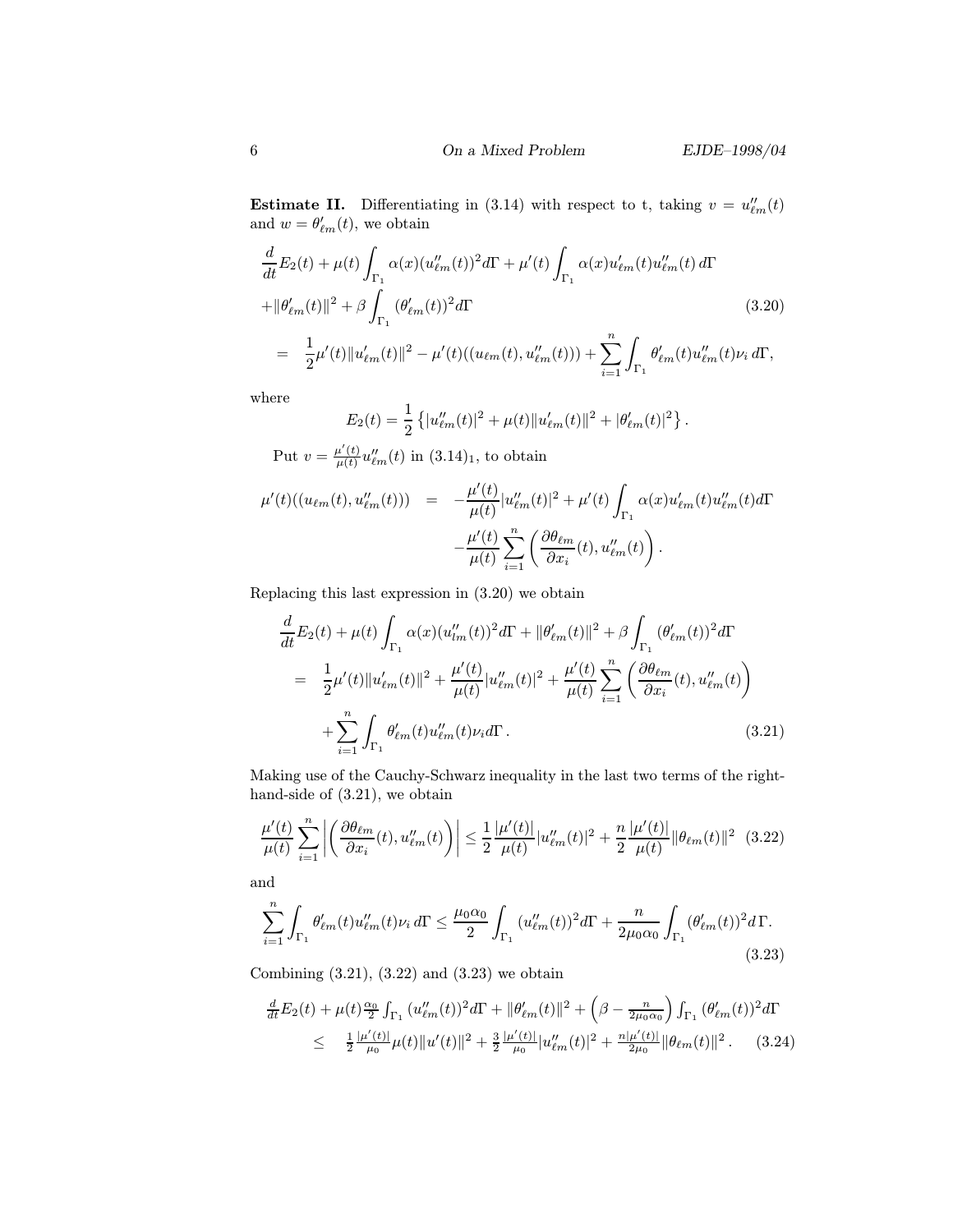**Estimate II.** Differentiating in (3.14) with respect to t, taking $v = u''_{\ell m}(t)$ and $w = \theta'_{\ell m}(t)$, we obtain

$$
\begin{aligned}
&\frac{d}{dt}E_2(t) + \mu(t)\int_{\Gamma_1} \alpha(x)(u''_{\ell m}(t))^2 d\Gamma + \mu'(t)\int_{\Gamma_1} \alpha(x)u'_{\ell m}(t)u''_{\ell m}(t)\, d\Gamma \\
&+\|\theta'_{\ell m}(t)\|^2 + \beta\int_{\Gamma_1} (\theta'_{\ell m}(t))^2 d\Gamma \\
&= \frac{1}{2}\mu'(t)\|u'_{\ell m}(t)\|^2 - \mu'(t)((u_{\ell m}(t), u''_{\ell m}(t))) + \sum_{i=1}^{n}\int_{\Gamma_1} \theta'_{\ell m}(t)u''_{\ell m}(t)\nu_i\, d\Gamma,
\end{aligned} \tag{3.20}
$$

where

$$
E_2(t) = \frac{1}{2}\left\{|u''_{\ell m}(t)|^2 + \mu(t)\|u'_{\ell m}(t)\|^2 + |\theta'_{\ell m}(t)|^2\right\}.
$$

Put $v = \frac{\mu'(t)}{\mu(t)}u''_{\ell m}(t)$ in $(3.14)_1$, to obtain

$$
\begin{aligned}
\mu'(t)((u_{\ell m}(t), u''_{\ell m}(t))) &= -\frac{\mu'(t)}{\mu(t)}|u''_{\ell m}(t)|^2 + \mu'(t)\int_{\Gamma_1} \alpha(x)u'_{\ell m}(t)u''_{\ell m}(t)d\Gamma \\
&\quad -\frac{\mu'(t)}{\mu(t)}\sum_{i=1}^{n}\left(\frac{\partial\theta_{\ell m}}{\partial x_i}(t), u''_{\ell m}(t)\right).
\end{aligned}
$$

Replacing this last expression in (3.20) we obtain

$$
\begin{aligned}
&\frac{d}{dt}E_2(t) + \mu(t)\int_{\Gamma_1} \alpha(x)(u''_{lm}(t))^2 d\Gamma + \|\theta'_{\ell m}(t)\|^2 + \beta\int_{\Gamma_1} (\theta'_{\ell m}(t))^2 d\Gamma \\
&= \frac{1}{2}\mu'(t)\|u'_{\ell m}(t)\|^2 + \frac{\mu'(t)}{\mu(t)}|u''_{\ell m}(t)|^2 + \frac{\mu'(t)}{\mu(t)}\sum_{i=1}^{n}\left(\frac{\partial\theta_{\ell m}}{\partial x_i}(t), u''_{\ell m}(t)\right) \\
&\quad +\sum_{i=1}^{n}\int_{\Gamma_1} \theta'_{\ell m}(t)u''_{\ell m}(t)\nu_i d\Gamma\,.
\end{aligned} \tag{3.21}
$$

Making use of the Cauchy-Schwarz inequality in the last two terms of the right-hand-side of (3.21), we obtain

$$
\frac{\mu'(t)}{\mu(t)}\sum_{i=1}^{n}\left|\left(\frac{\partial\theta_{\ell m}}{\partial x_i}(t), u''_{\ell m}(t)\right)\right| \le \frac{1}{2}\frac{|\mu'(t)|}{\mu(t)}|u''_{\ell m}(t)|^2 + \frac{n}{2}\frac{|\mu'(t)|}{\mu(t)}\|\theta_{\ell m}(t)\|^2 \tag{3.22}
$$

and

$$
\sum_{i=1}^{n}\int_{\Gamma_1} \theta'_{\ell m}(t)u''_{\ell m}(t)\nu_i\, d\Gamma \le \frac{\mu_0\alpha_0}{2}\int_{\Gamma_1} (u''_{\ell m}(t))^2 d\Gamma + \frac{n}{2\mu_0\alpha_0}\int_{\Gamma_1} (\theta'_{\ell m}(t))^2 d\,\Gamma. \tag{3.23}
$$

Combining (3.21), (3.22) and (3.23) we obtain

$$
\begin{aligned}
&\tfrac{d}{dt}E_2(t) + \mu(t)\tfrac{\alpha_0}{2}\int_{\Gamma_1} (u''_{\ell m}(t))^2 d\Gamma + \|\theta'_{\ell m}(t)\|^2 + \left(\beta - \tfrac{n}{2\mu_0\alpha_0}\right)\int_{\Gamma_1} (\theta'_{\ell m}(t))^2 d\Gamma \\
&\le \tfrac{1}{2}\tfrac{|\mu'(t)|}{\mu_0}\mu(t)\|u'(t)\|^2 + \tfrac{3}{2}\tfrac{|\mu'(t)|}{\mu_0}|u''_{\ell m}(t)|^2 + \tfrac{n|\mu'(t)|}{2\mu_0}\|\theta_{\ell m}(t)\|^2\,.
\end{aligned} \tag{3.24}
$$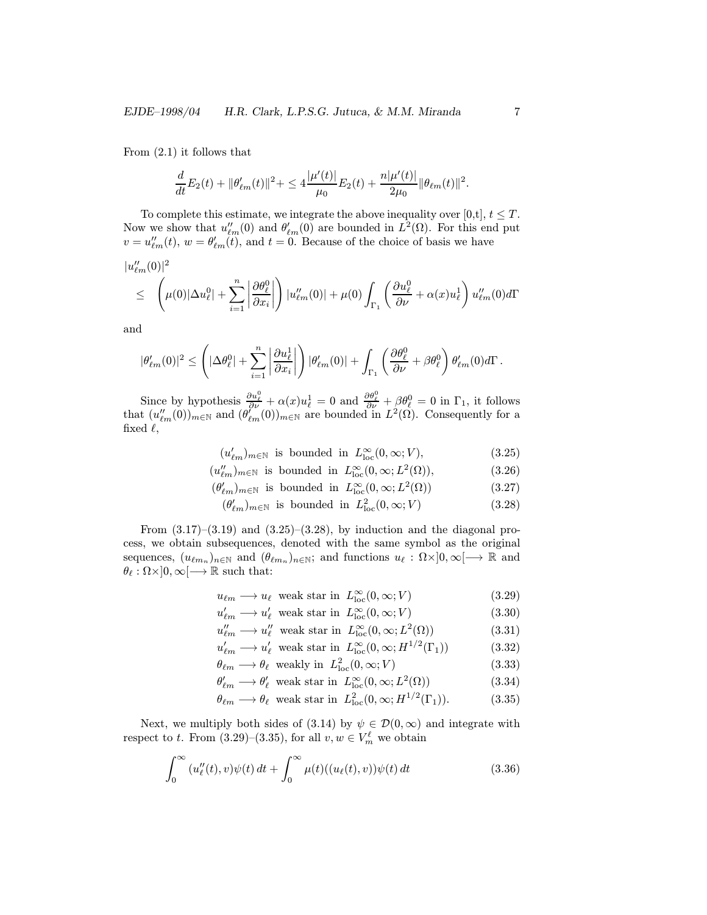From (2.1) it follows that

$$\frac{d}{dt}E_2(t) + \|\theta'_{\ell m}(t)\|^2 + \leq 4\frac{|\mu'(t)|}{\mu_0}E_2(t) + \frac{n|\mu'(t)|}{2\mu_0}\|\theta_{\ell m}(t)\|^2.$$

To complete this estimate, we integrate the above inequality over [0,t], $t \leq T$. Now we show that $u''_{\ell m}(0)$ and $\theta'_{\ell m}(0)$ are bounded in $L^2(\Omega)$. For this end put $v = u''_{\ell m}(t)$, $w = \theta'_{\ell m}(t)$, and $t = 0$. Because of the choice of basis we have

$$\begin{aligned}
&|u''_{\ell m}(0)|^2 \\
&\leq \left(\mu(0)|\Delta u^0_\ell| + \sum_{i=1}^n \left|\frac{\partial \theta^0_\ell}{\partial x_i}\right|\right)|u''_{\ell m}(0)| + \mu(0)\int_{\Gamma_1}\left(\frac{\partial u^0_\ell}{\partial \nu} + \alpha(x)u^1_\ell\right)u''_{\ell m}(0)d\Gamma
\end{aligned}$$

and

$$|\theta'_{\ell m}(0)|^2 \leq \left(|\Delta \theta^0_\ell| + \sum_{i=1}^n\left|\frac{\partial u^1_\ell}{\partial x_i}\right|\right)|\theta'_{\ell m}(0)| + \int_{\Gamma_1}\left(\frac{\partial \theta^0_\ell}{\partial \nu} + \beta\theta^0_\ell\right)\theta'_{\ell m}(0)d\Gamma\,.$$

Since by hypothesis $\frac{\partial u^0_\ell}{\partial \nu} + \alpha(x)u^1_\ell = 0$ and $\frac{\partial \theta^0_\ell}{\partial \nu} + \beta\theta^0_\ell = 0$ in $\Gamma_1$, it follows that $(u''_{\ell m}(0))_{m\in\mathbb{N}}$ and $(\theta'_{\ell m}(0))_{m\in\mathbb{N}}$ are bounded in $L^2(\Omega)$. Consequently for a fixed $\ell$,

$$(u'_{\ell m})_{m\in\mathbb{N}} \text{ is bounded in } L^\infty_{\rm loc}(0,\infty;V), \tag{3.25}$$

$$(u''_{\ell m})_{m\in\mathbb{N}} \text{ is bounded in } L^\infty_{\rm loc}(0,\infty;L^2(\Omega)), \tag{3.26}$$

$$(\theta'_{\ell m})_{m\in\mathbb{N}} \text{ is bounded in } L^\infty_{\rm loc}(0,\infty;L^2(\Omega)) \tag{3.27}$$

$$(\theta'_{\ell m})_{m\in\mathbb{N}} \text{ is bounded in } L^2_{\rm loc}(0,\infty;V) \tag{3.28}$$

From (3.17)–(3.19) and (3.25)–(3.28), by induction and the diagonal process, we obtain subsequences, denoted with the same symbol as the original sequences, $(u_{\ell m_n})_{n\in\mathbb{N}}$ and $(\theta_{\ell m_n})_{n\in\mathbb{N}}$; and functions $u_\ell : \Omega\times]0,\infty[\longrightarrow \mathbb{R}$ and $\theta_\ell : \Omega\times]0,\infty[\longrightarrow \mathbb{R}$ such that:

$$u_{\ell m} \longrightarrow u_\ell \text{ weak star in } L^\infty_{\rm loc}(0,\infty;V) \tag{3.29}$$

$$u'_{\ell m} \longrightarrow u'_\ell \text{ weak star in } L^\infty_{\rm loc}(0,\infty;V) \tag{3.30}$$

$$u''_{\ell m} \longrightarrow u''_\ell \text{ weak star in } L^\infty_{\rm loc}(0,\infty;L^2(\Omega)) \tag{3.31}$$

$$u'_{\ell m} \longrightarrow u'_\ell \text{ weak star in } L^\infty_{\rm loc}(0,\infty;H^{1/2}(\Gamma_1)) \tag{3.32}$$

$$\theta_{\ell m} \longrightarrow \theta_\ell \text{ weakly in } L^2_{\rm loc}(0,\infty;V) \tag{3.33}$$

$$\theta'_{\ell m} \longrightarrow \theta'_\ell \text{ weak star in } L^\infty_{\rm loc}(0,\infty;L^2(\Omega)) \tag{3.34}$$

$$\theta_{\ell m} \longrightarrow \theta_\ell \text{ weak star in } L^2_{\rm loc}(0,\infty;H^{1/2}(\Gamma_1)). \tag{3.35}$$

Next, we multiply both sides of (3.14) by $\psi \in \mathcal{D}(0,\infty)$ and integrate with respect to $t$. From (3.29)–(3.35), for all $v, w \in V^\ell_m$ we obtain

$$\int_0^\infty (u''_\ell(t), v)\psi(t)\,dt + \int_0^\infty \mu(t)((u_\ell(t), v))\psi(t)\,dt \tag{3.36}$$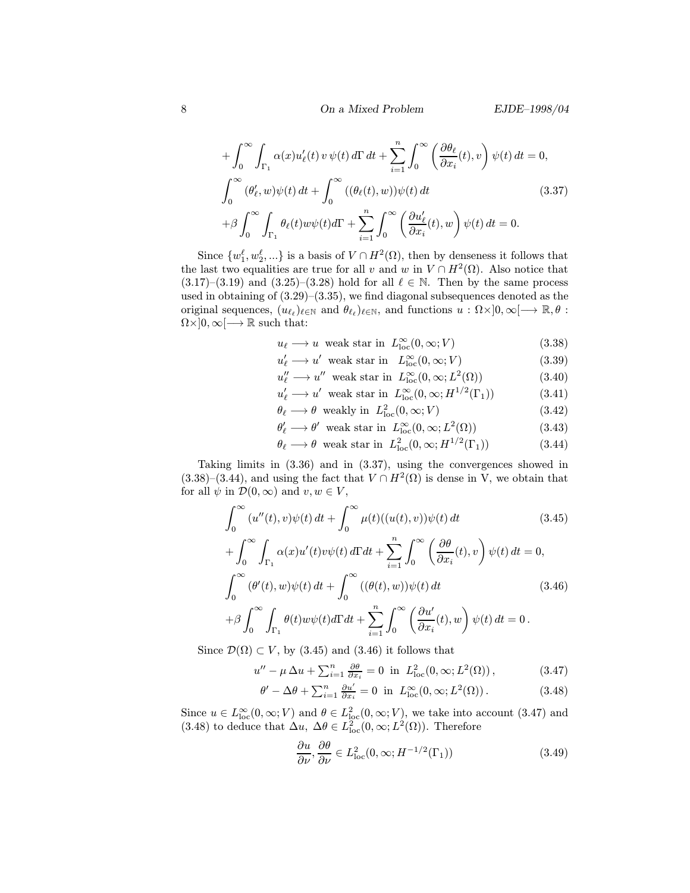$$+\int_0^\infty \int_{\Gamma_1} \alpha(x) u_\ell'(t)\, v\, \psi(t)\, d\Gamma\, dt + \sum_{i=1}^n \int_0^\infty \left( \frac{\partial \theta_\ell}{\partial x_i}(t), v \right) \psi(t)\, dt = 0,$$

$$\int_0^\infty (\theta_\ell', w)\psi(t)\, dt + \int_0^\infty ((\theta_\ell(t), w))\psi(t)\, dt \tag{3.37}$$

$$+\beta \int_0^\infty \int_{\Gamma_1} \theta_\ell(t) w \psi(t) d\Gamma + \sum_{i=1}^n \int_0^\infty \left( \frac{\partial u_\ell'}{\partial x_i}(t), w \right) \psi(t)\, dt = 0.$$

Since $\{w_1^\ell, w_2^\ell, ...\}$ is a basis of $V \cap H^2(\Omega)$, then by denseness it follows that the last two equalities are true for all $v$ and $w$ in $V \cap H^2(\Omega)$. Also notice that (3.17)–(3.19) and (3.25)–(3.28) hold for all $\ell \in \mathbb{N}$. Then by the same process used in obtaining of (3.29)–(3.35), we find diagonal subsequences denoted as the original sequences, $(u_{\ell_\ell})_{\ell \in \mathbb{N}}$ and $\theta_{\ell_\ell})_{\ell \in \mathbb{N}}$, and functions $u : \Omega \times ]0, \infty[ \longrightarrow \mathbb{R}, \theta : \Omega \times ]0, \infty[ \longrightarrow \mathbb{R}$ such that:

$$u_\ell \longrightarrow u \ \text{ weak star in } \ L^\infty_{\text{loc}}(0, \infty; V) \tag{3.38}$$

$$u_\ell' \longrightarrow u' \ \text{ weak star in } \ L^\infty_{\text{loc}}(0, \infty; V) \tag{3.39}$$

$$u_\ell'' \longrightarrow u'' \ \text{ weak star in } \ L^\infty_{\text{loc}}(0, \infty; L^2(\Omega)) \tag{3.40}$$

$$u_\ell' \longrightarrow u' \ \text{ weak star in } \ L^\infty_{\text{loc}}(0, \infty; H^{1/2}(\Gamma_1)) \tag{3.41}$$

$$\theta_\ell \longrightarrow \theta \ \text{ weakly in } \ L^2_{\text{loc}}(0, \infty; V) \tag{3.42}$$

$$\theta_\ell' \longrightarrow \theta' \ \text{ weak star in } \ L^\infty_{\text{loc}}(0, \infty; L^2(\Omega)) \tag{3.43}$$

$$\theta_\ell \longrightarrow \theta \ \text{ weak star in } \ L^2_{\text{loc}}(0, \infty; H^{1/2}(\Gamma_1)) \tag{3.44}$$

Taking limits in (3.36) and in (3.37), using the convergences showed in (3.38)–(3.44), and using the fact that $V \cap H^2(\Omega)$ is dense in V, we obtain that for all $\psi$ in $\mathcal{D}(0, \infty)$ and $v, w \in V$,

$$\int_0^\infty (u''(t), v)\psi(t)\, dt + \int_0^\infty \mu(t)((u(t), v))\psi(t)\, dt \tag{3.45}$$

$$+\int_0^\infty \int_{\Gamma_1} \alpha(x) u'(t) v \psi(t)\, d\Gamma dt + \sum_{i=1}^n \int_0^\infty \left( \frac{\partial \theta}{\partial x_i}(t), v \right) \psi(t)\, dt = 0,$$

$$\int_0^\infty (\theta'(t), w)\psi(t)\, dt + \int_0^\infty ((\theta(t), w))\psi(t)\, dt \tag{3.46}$$

$$+\beta \int_0^\infty \int_{\Gamma_1} \theta(t) w \psi(t) d\Gamma dt + \sum_{i=1}^n \int_0^\infty \left( \frac{\partial u'}{\partial x_i}(t), w \right) \psi(t)\, dt = 0\, .$$

Since $\mathcal{D}(\Omega) \subset V$, by (3.45) and (3.46) it follows that

$$u'' - \mu\, \Delta u + \textstyle\sum_{i=1}^n \frac{\partial \theta}{\partial x_i} = 0 \ \text{ in } \ L^2_{\text{loc}}(0, \infty; L^2(\Omega))\, , \tag{3.47}$$

$$\theta' - \Delta \theta + \textstyle\sum_{i=1}^n \frac{\partial u'}{\partial x_i} = 0 \ \text{ in } \ L^\infty_{\text{loc}}(0, \infty; L^2(\Omega))\, . \tag{3.48}$$

Since $u \in L^\infty_{\text{loc}}(0, \infty; V)$ and $\theta \in L^2_{\text{loc}}(0, \infty; V)$, we take into account (3.47) and (3.48) to deduce that $\Delta u$, $\Delta \theta \in L^2_{\text{loc}}(0, \infty; L^2(\Omega))$. Therefore

$$\frac{\partial u}{\partial \nu}, \frac{\partial \theta}{\partial \nu} \in L^2_{\text{loc}}(0, \infty; H^{-1/2}(\Gamma_1)) \tag{3.49}$$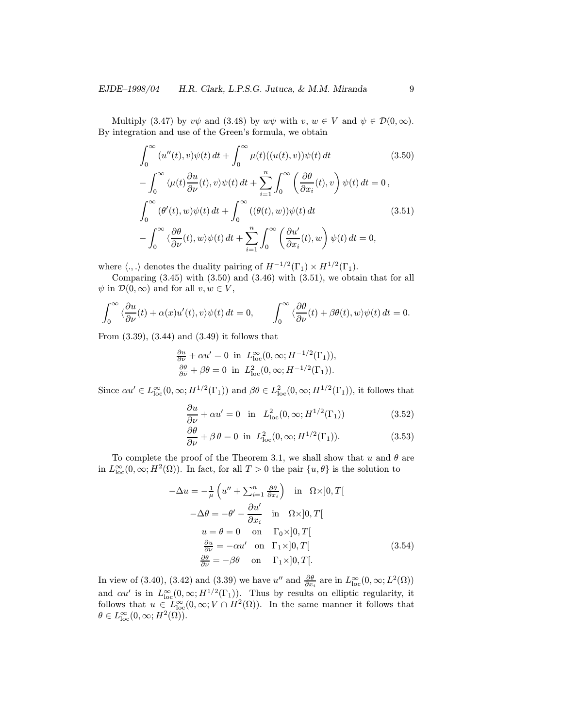Multiply (3.47) by $v\psi$ and (3.48) by $w\psi$ with $v, w \in V$ and $\psi \in \mathcal{D}(0,\infty)$. By integration and use of the Green's formula, we obtain

$$
\begin{aligned}
&\int_0^\infty (u''(t),v)\psi(t)\,dt + \int_0^\infty \mu(t)((u(t),v))\psi(t)\,dt \qquad (3.50)\\
&- \int_0^\infty \langle \mu(t)\frac{\partial u}{\partial \nu}(t),v\rangle \psi(t)\,dt + \sum_{i=1}^n \int_0^\infty \left(\frac{\partial \theta}{\partial x_i}(t),v\right)\psi(t)\,dt = 0\,,\\
&\int_0^\infty (\theta'(t),w)\psi(t)\,dt + \int_0^\infty ((\theta(t),w))\psi(t)\,dt \qquad (3.51)\\
&- \int_0^\infty \langle \frac{\partial \theta}{\partial \nu}(t),w\rangle \psi(t)\,dt + \sum_{i=1}^n \int_0^\infty \left(\frac{\partial u'}{\partial x_i}(t),w\right)\psi(t)\,dt = 0,
\end{aligned}
$$

where $\langle .,.\rangle$ denotes the duality pairing of $H^{-1/2}(\Gamma_1)\times H^{1/2}(\Gamma_1)$.

Comparing (3.45) with (3.50) and (3.46) with (3.51), we obtain that for all $\psi$ in $\mathcal{D}(0,\infty)$ and for all $v,w\in V$,

$$
\int_0^\infty \langle \frac{\partial u}{\partial \nu}(t) + \alpha(x)u'(t),v\rangle \psi(t)\,dt = 0, \qquad \int_0^\infty \langle \frac{\partial \theta}{\partial \nu}(t) + \beta\theta(t),w\rangle \psi(t)\,dt = 0.
$$

From (3.39), (3.44) and (3.49) it follows that

$$
\begin{aligned}
&\tfrac{\partial u}{\partial \nu} + \alpha u' = 0 \ \text{ in } \ L^\infty_{\rm loc}(0,\infty;H^{-1/2}(\Gamma_1)),\\
&\tfrac{\partial \theta}{\partial \nu} + \beta\theta = 0 \ \text{ in } \ L^2_{\rm loc}(0,\infty;H^{-1/2}(\Gamma_1)).
\end{aligned}
$$

Since $\alpha u' \in L^\infty_{\rm loc}(0,\infty;H^{1/2}(\Gamma_1))$ and $\beta\theta \in L^2_{\rm loc}(0,\infty;H^{1/2}(\Gamma_1))$, it follows that

$$
\frac{\partial u}{\partial \nu} + \alpha u' = 0 \quad \text{in} \quad L^2_{\rm loc}(0,\infty;H^{1/2}(\Gamma_1)) \qquad (3.52)
$$

$$
\frac{\partial \theta}{\partial \nu} + \beta\,\theta = 0 \ \text{ in } \ L^2_{\rm loc}(0,\infty;H^{1/2}(\Gamma_1)). \qquad (3.53)
$$

To complete the proof of the Theorem 3.1, we shall show that $u$ and $\theta$ are in $L^\infty_{\rm loc}(0,\infty;H^2(\Omega))$. In fact, for all $T>0$ the pair $\{u,\theta\}$ is the solution to

$$
\begin{aligned}
-\Delta u &= -\tfrac{1}{\mu}\left(u'' + \textstyle\sum_{i=1}^n \tfrac{\partial \theta}{\partial x_i}\right) \quad \text{in} \quad \Omega\times ]0,T[\\
-\Delta\theta &= -\theta' - \frac{\partial u'}{\partial x_i} \quad \text{in} \quad \Omega\times ]0,T[\\
u &= \theta = 0 \quad \text{on} \quad \Gamma_0\times ]0,T[\\
\tfrac{\partial u}{\partial \nu} &= -\alpha u' \quad \text{on} \quad \Gamma_1\times ]0,T[\\
\tfrac{\partial \theta}{\partial \nu} &= -\beta\theta \quad \text{on} \quad \Gamma_1\times ]0,T[.
\end{aligned} \qquad (3.54)
$$

In view of (3.40), (3.42) and (3.39) we have $u''$ and $\frac{\partial\theta}{\partial x_i}$ are in $L^\infty_{\rm loc}(0,\infty;L^2(\Omega))$ and $\alpha u'$ is in $L^\infty_{\rm loc}(0,\infty;H^{1/2}(\Gamma_1))$. Thus by results on elliptic regularity, it follows that $u \in L^\infty_{\rm loc}(0,\infty;V\cap H^2(\Omega))$. In the same manner it follows that $\theta \in L^\infty_{\rm loc}(0,\infty;H^2(\Omega))$.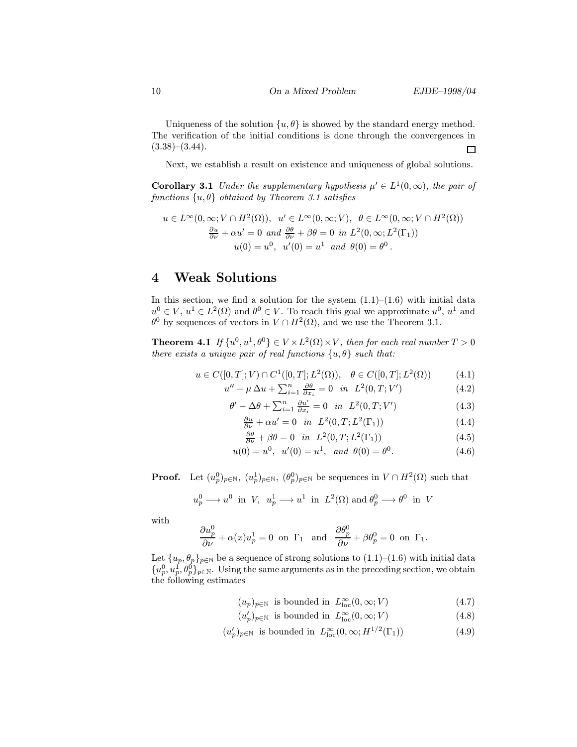Uniqueness of the solution $\{u, \theta\}$ is showed by the standard energy method. The verification of the initial conditions is done through the convergences in (3.38)–(3.44). □

Next, we establish a result on existence and uniqueness of global solutions.

**Corollary 3.1** *Under the supplementary hypothesis $\mu' \in L^1(0,\infty)$, the pair of functions $\{u, \theta\}$ obtained by Theorem 3.1 satisfies*

$$
\begin{gathered}
u \in L^\infty(0,\infty; V \cap H^2(\Omega)), \quad u' \in L^\infty(0,\infty; V), \quad \theta \in L^\infty(0,\infty; V \cap H^2(\Omega)) \\
\tfrac{\partial u}{\partial \nu} + \alpha u' = 0 \ \text{ and } \ \tfrac{\partial \theta}{\partial \nu} + \beta \theta = 0 \ \text{ in } L^2(0,\infty; L^2(\Gamma_1)) \\
u(0) = u^0, \quad u'(0) = u^1 \ \text{ and } \ \theta(0) = \theta^0 \,.
\end{gathered}
$$

# 4 Weak Solutions

In this section, we find a solution for the system (1.1)–(1.6) with initial data $u^0 \in V$, $u^1 \in L^2(\Omega)$ and $\theta^0 \in V$. To reach this goal we approximate $u^0$, $u^1$ and $\theta^0$ by sequences of vectors in $V \cap H^2(\Omega)$, and we use the Theorem 3.1.

**Theorem 4.1** *If $\{u^0, u^1, \theta^0\} \in V \times L^2(\Omega) \times V$, then for each real number $T > 0$ there exists a unique pair of real functions $\{u, \theta\}$ such that:*

$$
\begin{align}
u \in C([0,T]; V) \cap C^1([0,T]; L^2(\Omega)), \quad \theta \in C([0,T]; L^2(\Omega)) \tag{4.1}\\
u'' - \mu\, \Delta u + \textstyle\sum_{i=1}^n \frac{\partial \theta}{\partial x_i} = 0 \quad \text{in} \ \ L^2(0,T; V') \tag{4.2}\\
\theta' - \Delta \theta + \textstyle\sum_{i=1}^n \frac{\partial u'}{\partial x_i} = 0 \quad \text{in} \ \ L^2(0,T; V') \tag{4.3}\\
\tfrac{\partial u}{\partial \nu} + \alpha u' = 0 \quad \text{in} \ \ L^2(0,T; L^2(\Gamma_1)) \tag{4.4}\\
\tfrac{\partial \theta}{\partial \nu} + \beta \theta = 0 \quad \text{in} \ \ L^2(0,T; L^2(\Gamma_1)) \tag{4.5}\\
u(0) = u^0, \ \ u'(0) = u^1, \ \ \text{and} \ \theta(0) = \theta^0. \tag{4.6}
\end{align}
$$

**Proof.** Let $(u^0_p)_{p\in\mathbb{N}}$, $(u^1_p)_{p\in\mathbb{N}}$, $(\theta^0_p)_{p\in\mathbb{N}}$ be sequences in $V \cap H^2(\Omega)$ such that

$$
u^0_p \longrightarrow u^0 \ \text{ in } \ V, \ \ u^1_p \longrightarrow u^1 \ \text{ in } \ L^2(\Omega) \text{ and } \theta^0_p \longrightarrow \theta^0 \ \text{ in } \ V
$$

with

$$
\frac{\partial u^0_p}{\partial \nu} + \alpha(x) u^1_p = 0 \ \text{ on } \ \Gamma_1 \quad \text{and} \quad \frac{\partial \theta^0_p}{\partial \nu} + \beta \theta^0_p = 0 \ \text{ on } \ \Gamma_1.
$$

Let $\{u_p, \theta_p\}_{p\in\mathbb{N}}$ be a sequence of strong solutions to (1.1)–(1.6) with initial data $\{u^0_p, u^1_p, \theta^0_p\}_{p\in\mathbb{N}}$. Using the same arguments as in the preceding section, we obtain the following estimates

$$
\begin{align}
(u_p)_{p\in\mathbb{N}} \ \text{ is bounded in } \ L^\infty_{\text{loc}}(0,\infty; V) \tag{4.7}\\
(u'_p)_{p\in\mathbb{N}} \ \text{ is bounded in } \ L^\infty_{\text{loc}}(0,\infty; V) \tag{4.8}\\
(u'_p)_{p\in\mathbb{N}} \ \text{ is bounded in } \ L^\infty_{\text{loc}}(0,\infty; H^{1/2}(\Gamma_1)) \tag{4.9}
\end{align}
$$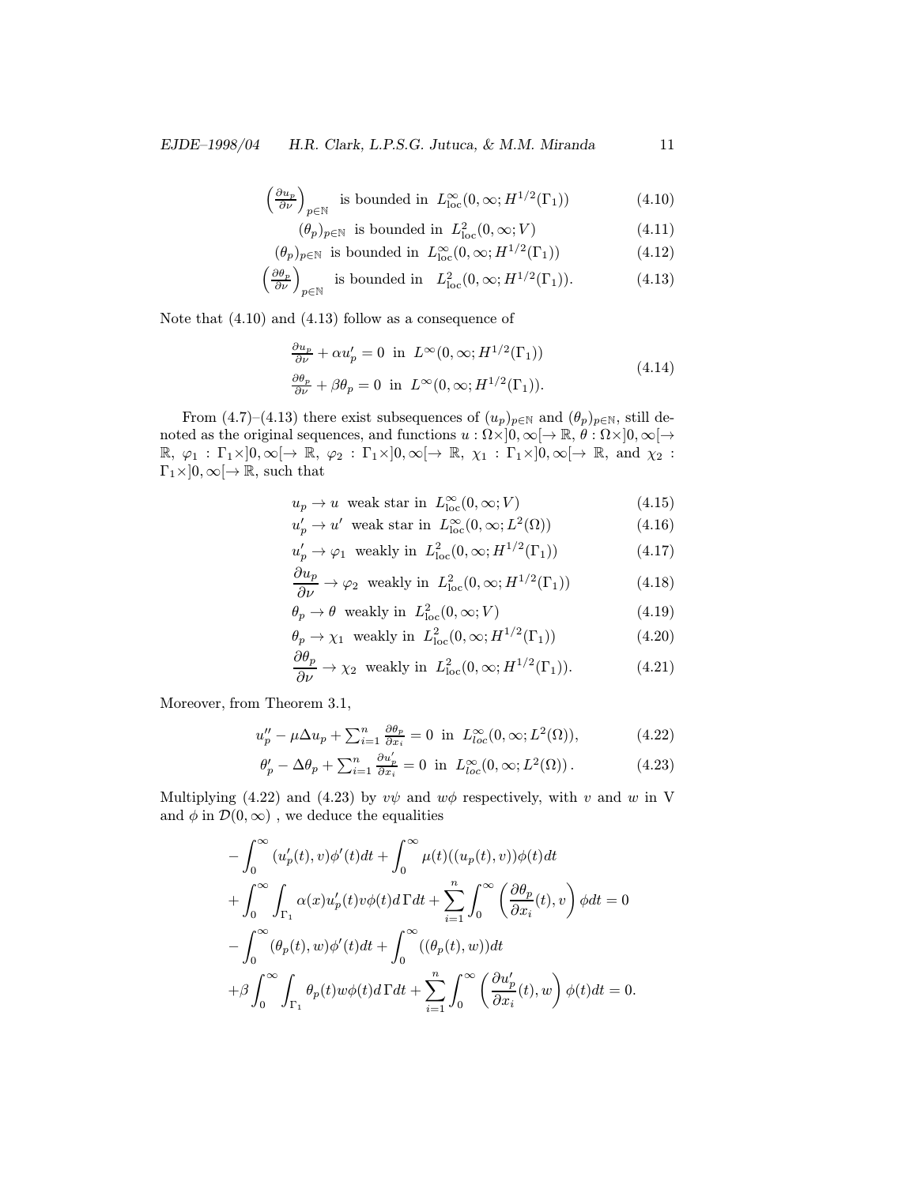$$\left(\tfrac{\partial u_p}{\partial \nu}\right)_{p\in\mathbb{N}} \quad \text{is bounded in } \ L^\infty_{\rm loc}(0,\infty;H^{1/2}(\Gamma_1)) \tag{4.10}$$

$$(\theta_p)_{p\in\mathbb{N}} \ \text{ is bounded in } \ L^2_{\rm loc}(0,\infty;V) \tag{4.11}$$

$$(\theta_p)_{p\in\mathbb{N}} \ \text{ is bounded in } \ L^\infty_{\rm loc}(0,\infty;H^{1/2}(\Gamma_1)) \tag{4.12}$$

$$\left(\tfrac{\partial \theta_p}{\partial \nu}\right)_{p\in\mathbb{N}} \quad \text{is bounded in } \ L^2_{\rm loc}(0,\infty;H^{1/2}(\Gamma_1)). \tag{4.13}$$

Note that (4.10) and (4.13) follow as a consequence of

$$\begin{aligned} &\tfrac{\partial u_p}{\partial \nu} + \alpha u_p' = 0 \ \text{ in } \ L^\infty(0,\infty;H^{1/2}(\Gamma_1)) \\ &\tfrac{\partial \theta_p}{\partial \nu} + \beta\theta_p = 0 \ \text{ in } \ L^\infty(0,\infty;H^{1/2}(\Gamma_1)). \end{aligned} \tag{4.14}$$

From (4.7)–(4.13) there exist subsequences of $(u_p)_{p\in\mathbb{N}}$ and $(\theta_p)_{p\in\mathbb{N}}$, still denoted as the original sequences, and functions $u:\Omega\times]0,\infty[\to\mathbb{R}$, $\theta:\Omega\times]0,\infty[\to\mathbb{R}$, $\varphi_1:\Gamma_1\times]0,\infty[\to\mathbb{R}$, $\varphi_2:\Gamma_1\times]0,\infty[\to\mathbb{R}$, $\chi_1:\Gamma_1\times]0,\infty[\to\mathbb{R}$, and $\chi_2:\Gamma_1\times]0,\infty[\to\mathbb{R}$, such that

$$u_p \to u \ \text{ weak star in } \ L^\infty_{\rm loc}(0,\infty;V) \tag{4.15}$$

$$u_p' \to u' \ \text{ weak star in } \ L^\infty_{\rm loc}(0,\infty;L^2(\Omega)) \tag{4.16}$$

$$u_p' \to \varphi_1 \ \text{ weakly in } \ L^2_{\rm loc}(0,\infty;H^{1/2}(\Gamma_1)) \tag{4.17}$$

$$\frac{\partial u_p}{\partial \nu} \to \varphi_2 \ \text{ weakly in } \ L^2_{\rm loc}(0,\infty;H^{1/2}(\Gamma_1)) \tag{4.18}$$

$$\theta_p \to \theta \ \text{ weakly in } \ L^2_{\rm loc}(0,\infty;V) \tag{4.19}$$

$$\theta_p \to \chi_1 \ \text{ weakly in } \ L^2_{\rm loc}(0,\infty;H^{1/2}(\Gamma_1)) \tag{4.20}$$

$$\frac{\partial \theta_p}{\partial \nu} \to \chi_2 \ \text{ weakly in } \ L^2_{\rm loc}(0,\infty;H^{1/2}(\Gamma_1)). \tag{4.21}$$

Moreover, from Theorem 3.1,

$$u_p'' - \mu\Delta u_p + \textstyle\sum_{i=1}^n \frac{\partial \theta_p}{\partial x_i} = 0 \ \text{ in } \ L^\infty_{loc}(0,\infty;L^2(\Omega)), \tag{4.22}$$

$$\theta_p' - \Delta\theta_p + \textstyle\sum_{i=1}^n \frac{\partial u_p'}{\partial x_i} = 0 \ \text{ in } \ L^\infty_{loc}(0,\infty;L^2(\Omega))\,. \tag{4.23}$$

Multiplying (4.22) and (4.23) by $v\psi$ and $w\phi$ respectively, with $v$ and $w$ in V and $\phi$ in $\mathcal{D}(0,\infty)$ , we deduce the equalities

$$\begin{aligned} &-\int_0^\infty (u_p'(t),v)\phi'(t)dt + \int_0^\infty \mu(t)((u_p(t),v))\phi(t)dt \\ &+\int_0^\infty\int_{\Gamma_1}\alpha(x)u_p'(t)v\phi(t)d\Gamma dt + \sum_{i=1}^n\int_0^\infty\left(\frac{\partial\theta_p}{\partial x_i}(t),v\right)\phi dt = 0 \\ &-\int_0^\infty(\theta_p(t),w)\phi'(t)dt + \int_0^\infty((\theta_p(t),w))dt \\ &+\beta\int_0^\infty\int_{\Gamma_1}\theta_p(t)w\phi(t)d\Gamma dt + \sum_{i=1}^n\int_0^\infty\left(\frac{\partial u_p'}{\partial x_i}(t),w\right)\phi(t)dt = 0. \end{aligned}$$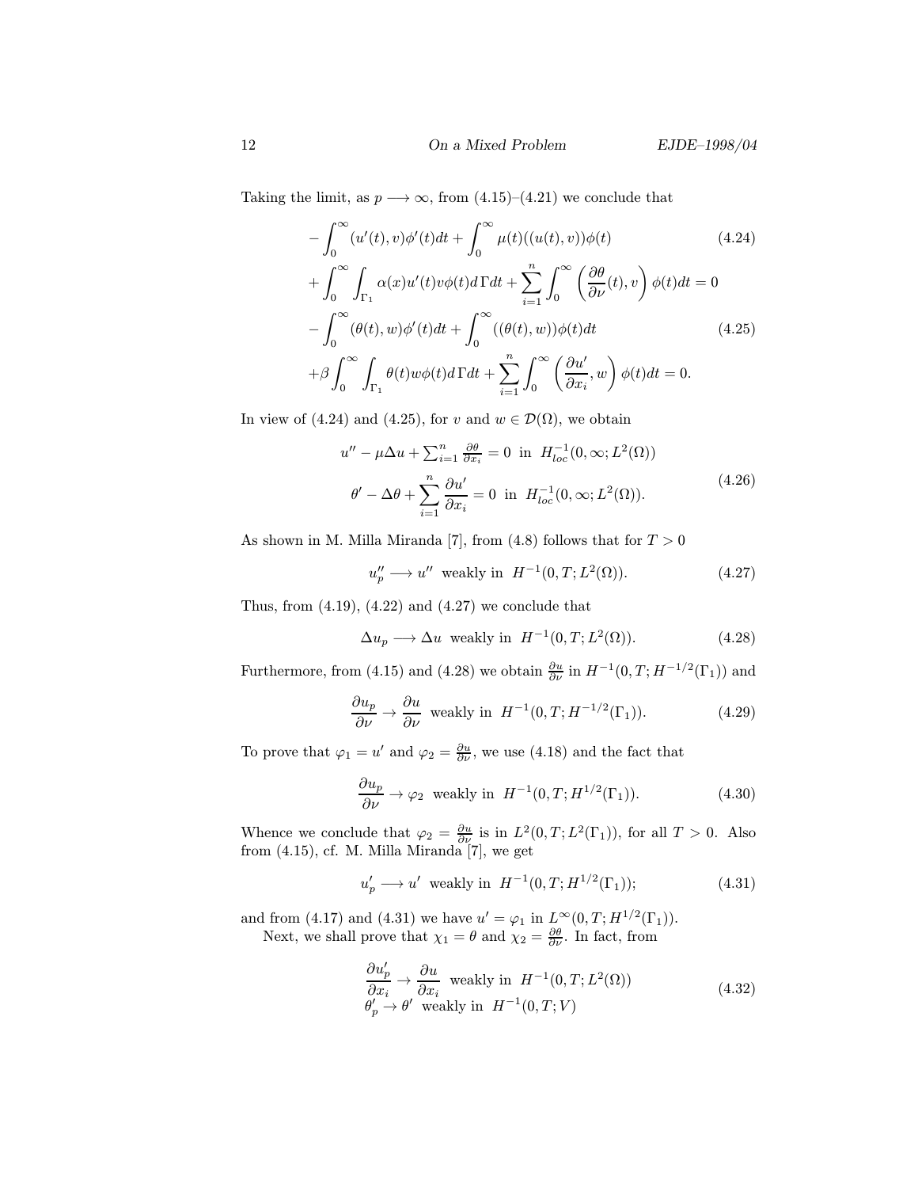Taking the limit, as $p \longrightarrow \infty$, from (4.15)–(4.21) we conclude that

$$
\begin{aligned}
&-\int_0^\infty (u'(t),v)\phi'(t)dt + \int_0^\infty \mu(t)((u(t),v))\phi(t) \qquad (4.24)\\
&+\int_0^\infty \int_{\Gamma_1} \alpha(x)u'(t)v\phi(t)d\Gamma dt + \sum_{i=1}^n \int_0^\infty \left(\frac{\partial\theta}{\partial\nu}(t),v\right)\phi(t)dt = 0\\
&-\int_0^\infty (\theta(t),w)\phi'(t)dt + \int_0^\infty ((\theta(t),w))\phi(t)dt \qquad (4.25)\\
&+\beta\int_0^\infty \int_{\Gamma_1} \theta(t)w\phi(t)d\Gamma dt + \sum_{i=1}^n \int_0^\infty \left(\frac{\partial u'}{\partial x_i},w\right)\phi(t)dt = 0.
\end{aligned}
$$

In view of (4.24) and (4.25), for $v$ and $w \in \mathcal{D}(\Omega)$, we obtain

$$
\begin{aligned}
&u'' - \mu\Delta u + \textstyle\sum_{i=1}^n \frac{\partial\theta}{\partial x_i} = 0 \ \text{ in } \ H^{-1}_{loc}(0,\infty;L^2(\Omega))\\
&\theta' - \Delta\theta + \sum_{i=1}^n \frac{\partial u'}{\partial x_i} = 0 \ \text{ in } \ H^{-1}_{loc}(0,\infty;L^2(\Omega)).
\end{aligned}
\qquad (4.26)
$$

As shown in M. Milla Miranda [7], from (4.8) follows that for $T > 0$

$$
u_p'' \longrightarrow u'' \ \text{ weakly in } \ H^{-1}(0,T;L^2(\Omega)). \qquad (4.27)
$$

Thus, from (4.19), (4.22) and (4.27) we conclude that

$$
\Delta u_p \longrightarrow \Delta u \ \text{ weakly in } \ H^{-1}(0,T;L^2(\Omega)). \qquad (4.28)
$$

Furthermore, from (4.15) and (4.28) we obtain $\frac{\partial u}{\partial\nu}$ in $H^{-1}(0,T;H^{-1/2}(\Gamma_1))$ and

$$
\frac{\partial u_p}{\partial\nu} \to \frac{\partial u}{\partial\nu} \ \text{ weakly in } \ H^{-1}(0,T;H^{-1/2}(\Gamma_1)). \qquad (4.29)
$$

To prove that $\varphi_1 = u'$ and $\varphi_2 = \frac{\partial u}{\partial\nu}$, we use (4.18) and the fact that

$$
\frac{\partial u_p}{\partial\nu} \to \varphi_2 \ \text{ weakly in } \ H^{-1}(0,T;H^{1/2}(\Gamma_1)). \qquad (4.30)
$$

Whence we conclude that $\varphi_2 = \frac{\partial u}{\partial\nu}$ is in $L^2(0,T;L^2(\Gamma_1))$, for all $T > 0$. Also from (4.15), cf. M. Milla Miranda [7], we get

$$
u_p' \longrightarrow u' \ \text{ weakly in } \ H^{-1}(0,T;H^{1/2}(\Gamma_1)); \qquad (4.31)
$$

and from (4.17) and (4.31) we have $u' = \varphi_1$ in $L^\infty(0,T;H^{1/2}(\Gamma_1))$.

Next, we shall prove that $\chi_1 = \theta$ and $\chi_2 = \frac{\partial\theta}{\partial\nu}$. In fact, from

$$
\begin{aligned}
&\frac{\partial u_p'}{\partial x_i} \to \frac{\partial u}{\partial x_i} \ \text{ weakly in } \ H^{-1}(0,T;L^2(\Omega))\\
&\theta_p' \to \theta' \ \text{ weakly in } \ H^{-1}(0,T;V)
\end{aligned}
\qquad (4.32)
$$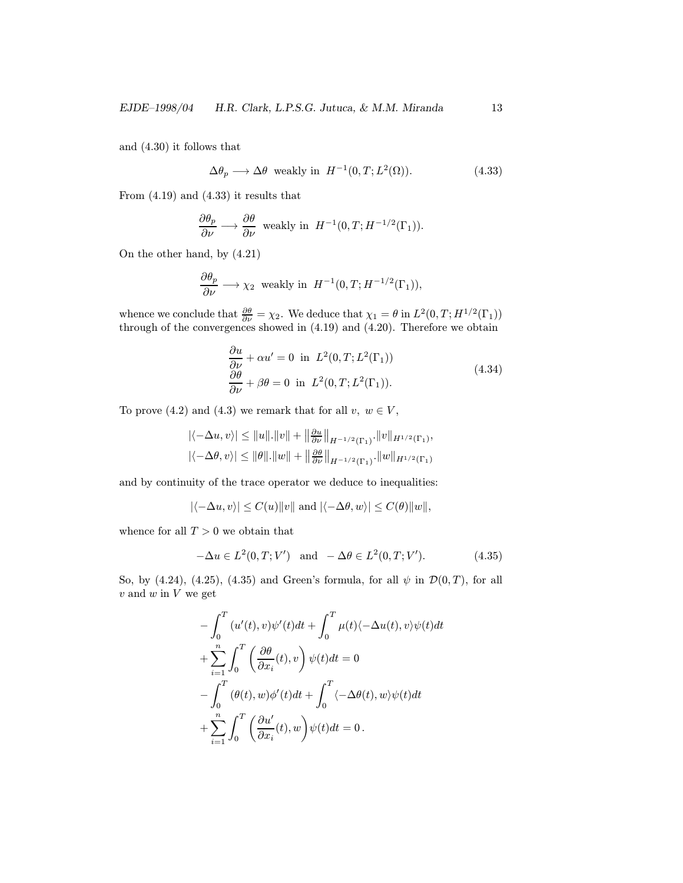and (4.30) it follows that

$$\Delta\theta_p \longrightarrow \Delta\theta \ \text{ weakly in } \ H^{-1}(0,T;L^2(\Omega)). \tag{4.33}$$

From (4.19) and (4.33) it results that

$$\frac{\partial\theta_p}{\partial\nu} \longrightarrow \frac{\partial\theta}{\partial\nu} \ \text{ weakly in } \ H^{-1}(0,T;H^{-1/2}(\Gamma_1)).$$

On the other hand, by (4.21)

$$\frac{\partial\theta_p}{\partial\nu} \longrightarrow \chi_2 \ \text{ weakly in } \ H^{-1}(0,T;H^{-1/2}(\Gamma_1)),$$

whence we conclude that $\frac{\partial\theta}{\partial\nu} = \chi_2$. We deduce that $\chi_1 = \theta$ in $L^2(0,T;H^{1/2}(\Gamma_1))$ through of the convergences showed in (4.19) and (4.20). Therefore we obtain

$$\begin{aligned} &\frac{\partial u}{\partial\nu} + \alpha u' = 0 \ \text{ in } \ L^2(0,T;L^2(\Gamma_1)) \\ &\frac{\partial\theta}{\partial\nu} + \beta\theta = 0 \ \text{ in } \ L^2(0,T;L^2(\Gamma_1)). \end{aligned} \tag{4.34}$$

To prove (4.2) and (4.3) we remark that for all $v,\ w \in V$,

$$\begin{aligned} |\langle -\Delta u, v\rangle| &\le \|u\|.\|v\| + \left\|\tfrac{\partial u}{\partial\nu}\right\|_{H^{-1/2}(\Gamma_1)}.\|v\|_{H^{1/2}(\Gamma_1)}, \\ |\langle -\Delta\theta, v\rangle| &\le \|\theta\|.\|w\| + \left\|\tfrac{\partial \theta}{\partial\nu}\right\|_{H^{-1/2}(\Gamma_1)}.\|w\|_{H^{1/2}(\Gamma_1)} \end{aligned}$$

and by continuity of the trace operator we deduce to inequalities:

$$|\langle -\Delta u, v\rangle| \le C(u)\|v\| \text{ and } |\langle -\Delta\theta, w\rangle| \le C(\theta)\|w\|,$$

whence for all $T > 0$ we obtain that

$$-\Delta u \in L^2(0,T;V') \quad \text{and} \quad -\Delta\theta \in L^2(0,T;V'). \tag{4.35}$$

So, by (4.24), (4.25), (4.35) and Green's formula, for all $\psi$ in $\mathcal{D}(0,T)$, for all $v$ and $w$ in $V$ we get

$$\begin{aligned} &-\int_0^T (u'(t),v)\psi'(t)dt + \int_0^T \mu(t)\langle -\Delta u(t), v\rangle\psi(t)dt \\ &+\sum_{i=1}^n \int_0^T \left(\frac{\partial\theta}{\partial x_i}(t), v\right)\psi(t)dt = 0 \\ &-\int_0^T (\theta(t),w)\phi'(t)dt + \int_0^T \langle -\Delta\theta(t), w\rangle\psi(t)dt \\ &+\sum_{i=1}^n \int_0^T \left(\frac{\partial u'}{\partial x_i}(t), w\right)\psi(t)dt = 0\,. \end{aligned}$$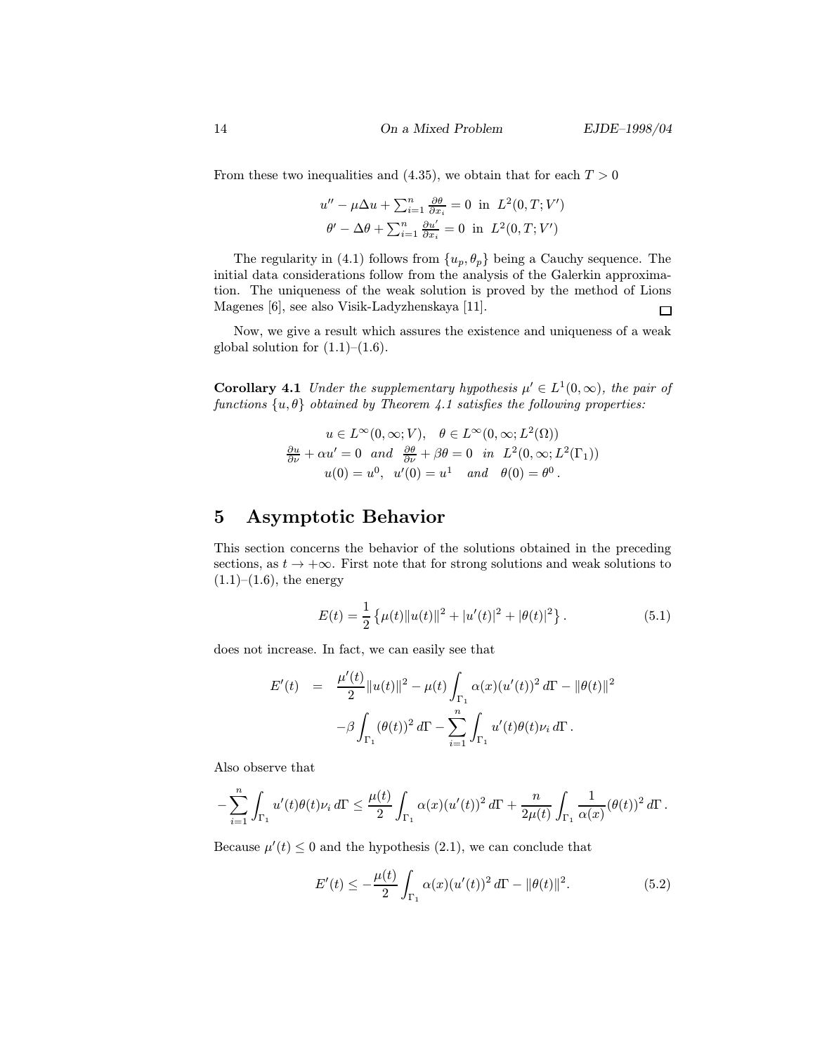From these two inequalities and (4.35), we obtain that for each $T > 0$

$$
\begin{gathered}
u'' - \mu\Delta u + \sum_{i=1}^{n} \frac{\partial\theta}{\partial x_i} = 0 \text{ in } L^2(0,T;V') \\
\theta' - \Delta\theta + \sum_{i=1}^{n} \frac{\partial u'}{\partial x_i} = 0 \text{ in } L^2(0,T;V')
\end{gathered}
$$

The regularity in (4.1) follows from $\{u_p, \theta_p\}$ being a Cauchy sequence. The initial data considerations follow from the analysis of the Galerkin approximation. The uniqueness of the weak solution is proved by the method of Lions Magenes [6], see also Visik-Ladyzhenskaya [11]. □

Now, we give a result which assures the existence and uniqueness of a weak global solution for (1.1)–(1.6).

**Corollary 4.1** *Under the supplementary hypothesis $\mu' \in L^1(0,\infty)$, the pair of functions $\{u,\theta\}$ obtained by Theorem 4.1 satisfies the following properties:*

$$
\begin{gathered}
u \in L^\infty(0,\infty;V), \quad \theta \in L^\infty(0,\infty;L^2(\Omega)) \\
\frac{\partial u}{\partial \nu} + \alpha u' = 0 \;\; \text{and} \;\; \frac{\partial \theta}{\partial \nu} + \beta\theta = 0 \;\; \text{in} \;\; L^2(0,\infty;L^2(\Gamma_1)) \\
u(0) = u^0, \;\; u'(0) = u^1 \quad \text{and} \quad \theta(0) = \theta^0 \,.
\end{gathered}
$$

## 5 Asymptotic Behavior

This section concerns the behavior of the solutions obtained in the preceding sections, as $t \to +\infty$. First note that for strong solutions and weak solutions to (1.1)–(1.6), the energy

$$
E(t) = \frac{1}{2}\left\{\mu(t)\|u(t)\|^2 + |u'(t)|^2 + |\theta(t)|^2\right\}. \tag{5.1}
$$

does not increase. In fact, we can easily see that

$$
\begin{aligned}
E'(t) \;&=\; \frac{\mu'(t)}{2}\|u(t)\|^2 - \mu(t)\int_{\Gamma_1} \alpha(x)(u'(t))^2\, d\Gamma - \|\theta(t)\|^2 \\
&\quad -\beta\int_{\Gamma_1} (\theta(t))^2\, d\Gamma - \sum_{i=1}^{n}\int_{\Gamma_1} u'(t)\theta(t)\nu_i\, d\Gamma\,.
\end{aligned}
$$

Also observe that

$$
-\sum_{i=1}^{n}\int_{\Gamma_1} u'(t)\theta(t)\nu_i\, d\Gamma \le \frac{\mu(t)}{2}\int_{\Gamma_1} \alpha(x)(u'(t))^2\, d\Gamma + \frac{n}{2\mu(t)}\int_{\Gamma_1} \frac{1}{\alpha(x)}(\theta(t))^2\, d\Gamma\,.
$$

Because $\mu'(t) \le 0$ and the hypothesis (2.1), we can conclude that

$$
E'(t) \le -\frac{\mu(t)}{2}\int_{\Gamma_1} \alpha(x)(u'(t))^2\, d\Gamma - \|\theta(t)\|^2. \tag{5.2}
$$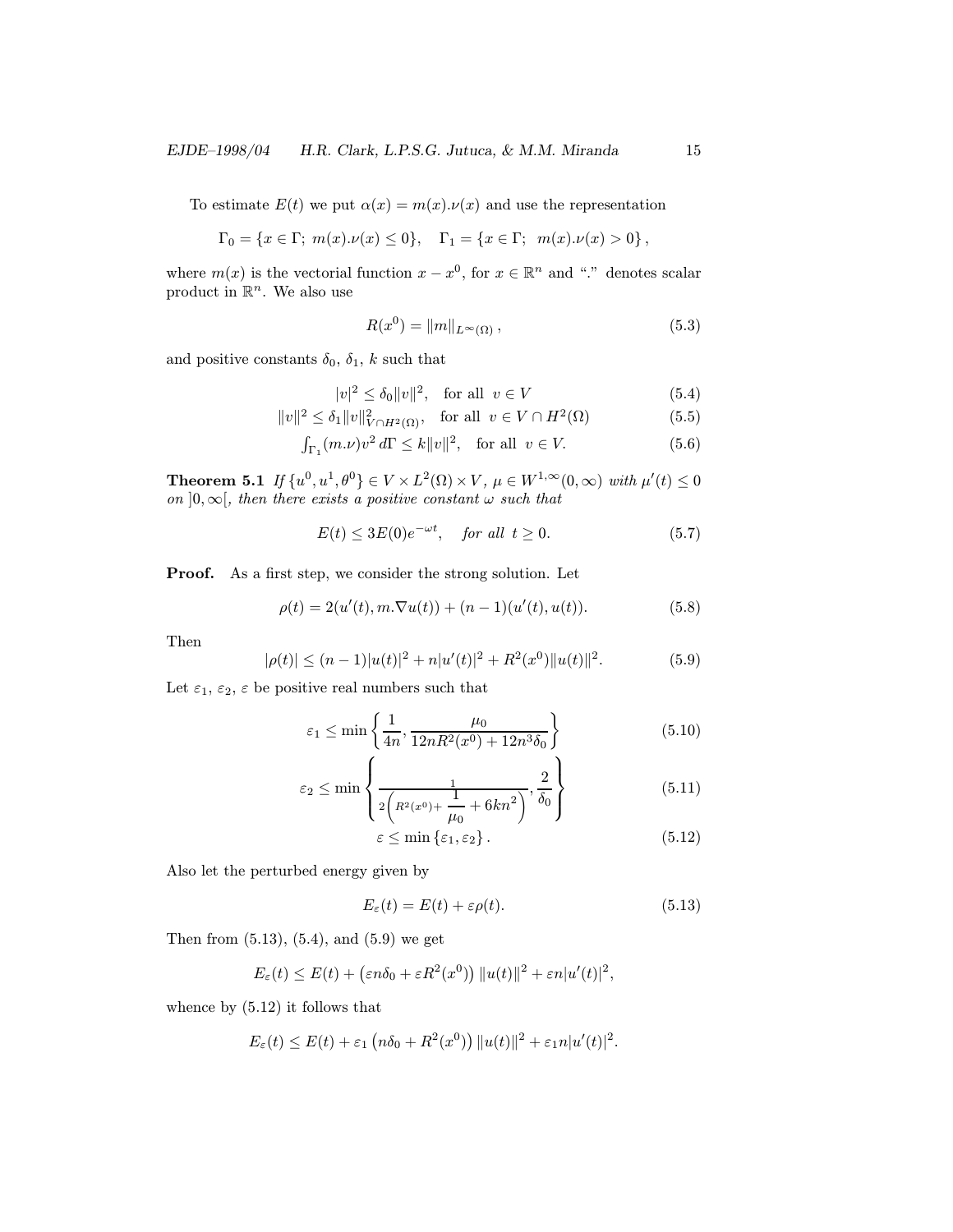To estimate $E(t)$ we put $\alpha(x) = m(x).\nu(x)$ and use the representation

$$\Gamma_0 = \{x \in \Gamma;\ m(x).\nu(x) \leq 0\}, \quad \Gamma_1 = \{x \in \Gamma;\ \ m(x).\nu(x) > 0\},$$

where $m(x)$ is the vectorial function $x - x^0$, for $x \in \mathbb{R}^n$ and "." denotes scalar product in $\mathbb{R}^n$. We also use

$$R(x^0) = \|m\|_{L^\infty(\Omega)}, \tag{5.3}$$

and positive constants $\delta_0$, $\delta_1$, $k$ such that

$$|v|^2 \leq \delta_0 \|v\|^2, \quad \text{for all } \ v \in V \tag{5.4}$$

$$\|v\|^2 \leq \delta_1 \|v\|^2_{V \cap H^2(\Omega)}, \quad \text{for all } \ v \in V \cap H^2(\Omega) \tag{5.5}$$

$$\int_{\Gamma_1} (m.\nu) v^2 \, d\Gamma \leq k \|v\|^2, \quad \text{for all } \ v \in V. \tag{5.6}$$

**Theorem 5.1** *If $\{u^0, u^1, \theta^0\} \in V \times L^2(\Omega) \times V$, $\mu \in W^{1,\infty}(0,\infty)$ with $\mu'(t) \leq 0$ on $]0, \infty[$, then there exists a positive constant $\omega$ such that*

$$E(t) \leq 3E(0)e^{-\omega t}, \quad \textit{for all } \ t \geq 0. \tag{5.7}$$

**Proof.** As a first step, we consider the strong solution. Let

$$\rho(t) = 2(u'(t), m.\nabla u(t)) + (n-1)(u'(t), u(t)). \tag{5.8}$$

Then

$$|\rho(t)| \leq (n-1)|u(t)|^2 + n|u'(t)|^2 + R^2(x^0)\|u(t)\|^2. \tag{5.9}$$

Let $\varepsilon_1$, $\varepsilon_2$, $\varepsilon$ be positive real numbers such that

$$\varepsilon_1 \leq \min \left\{ \frac{1}{4n}, \frac{\mu_0}{12nR^2(x^0) + 12n^3\delta_0} \right\} \tag{5.10}$$

$$\varepsilon_2 \leq \min \left\{ \frac{1}{2\left(R^2(x^0) + \dfrac{1}{\mu_0} + 6kn^2\right)}, \frac{2}{\delta_0} \right\} \tag{5.11}$$

$$\varepsilon \leq \min \{\varepsilon_1, \varepsilon_2\}. \tag{5.12}$$

Also let the perturbed energy given by

$$E_\varepsilon(t) = E(t) + \varepsilon \rho(t). \tag{5.13}$$

Then from (5.13), (5.4), and (5.9) we get

$$E_\varepsilon(t) \leq E(t) + \left(\varepsilon n \delta_0 + \varepsilon R^2(x^0)\right) \|u(t)\|^2 + \varepsilon n |u'(t)|^2,$$

whence by (5.12) it follows that

$$E_\varepsilon(t) \leq E(t) + \varepsilon_1 \left(n\delta_0 + R^2(x^0)\right) \|u(t)\|^2 + \varepsilon_1 n |u'(t)|^2.$$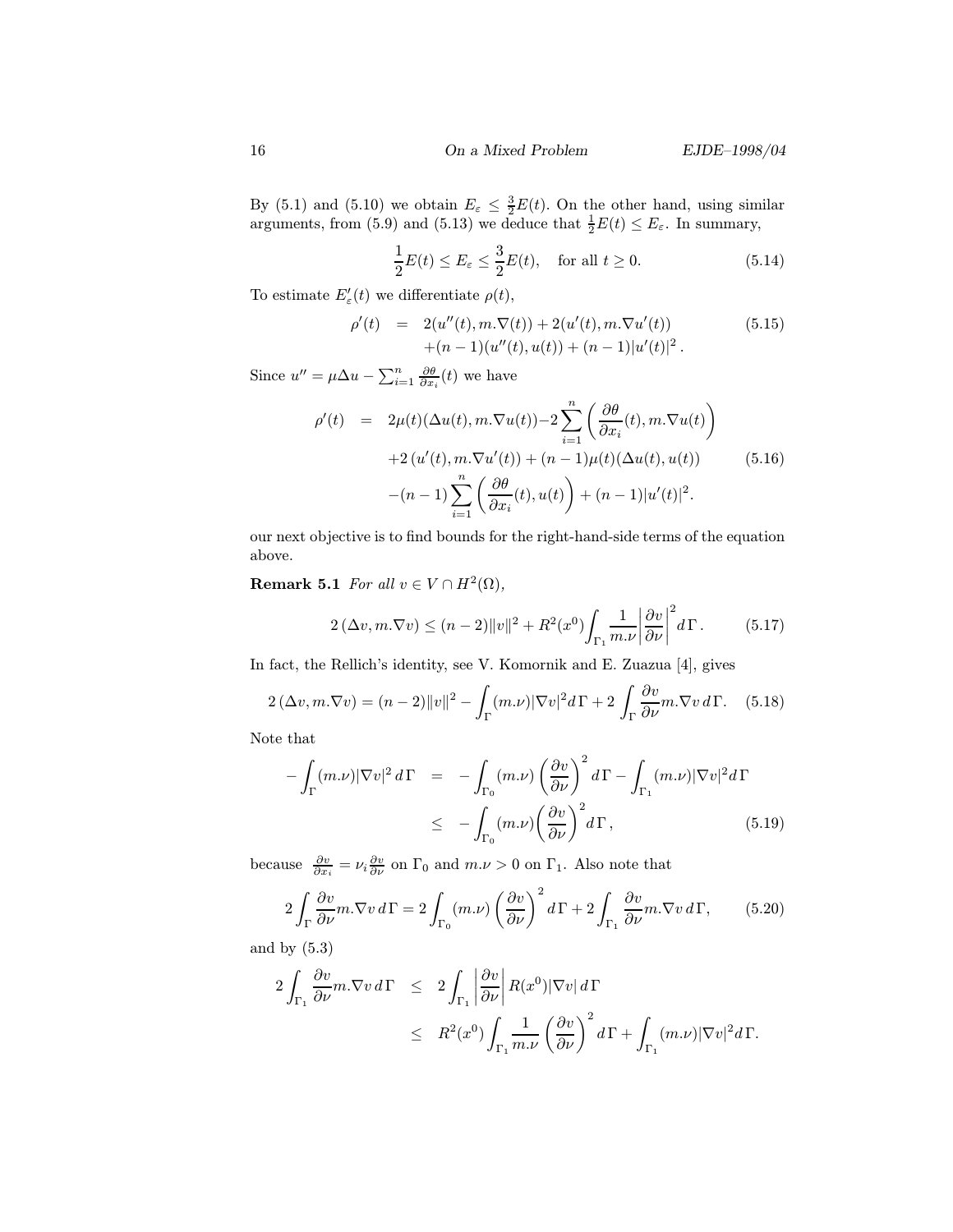By (5.1) and (5.10) we obtain $E_\varepsilon \le \frac{3}{2}E(t)$. On the other hand, using similar arguments, from (5.9) and (5.13) we deduce that $\frac{1}{2}E(t) \le E_\varepsilon$. In summary,

$$\frac{1}{2}E(t) \le E_\varepsilon \le \frac{3}{2}E(t), \quad \text{for all } t \ge 0. \tag{5.14}$$

To estimate $E'_\varepsilon(t)$ we differentiate $\rho(t)$,

$$\begin{aligned} \rho'(t) &= 2(u''(t), m.\nabla(t)) + 2(u'(t), m.\nabla u'(t)) \\ &\quad + (n-1)(u''(t), u(t)) + (n-1)|u'(t)|^2 . \end{aligned} \tag{5.15}$$

Since $u'' = \mu\Delta u - \sum_{i=1}^n \frac{\partial\theta}{\partial x_i}(t)$ we have

$$\begin{aligned} \rho'(t) &= 2\mu(t)(\Delta u(t), m.\nabla u(t)) - 2\sum_{i=1}^n \left(\frac{\partial\theta}{\partial x_i}(t), m.\nabla u(t)\right) \\ &\quad + 2\,(u'(t), m.\nabla u'(t)) + (n-1)\mu(t)(\Delta u(t), u(t)) \\ &\quad - (n-1)\sum_{i=1}^n \left(\frac{\partial\theta}{\partial x_i}(t), u(t)\right) + (n-1)|u'(t)|^2. \end{aligned} \tag{5.16}$$

our next objective is to find bounds for the right-hand-side terms of the equation above.

**Remark 5.1** *For all $v \in V \cap H^2(\Omega)$,*

$$2\,(\Delta v, m.\nabla v) \le (n-2)\|v\|^2 + R^2(x^0)\int_{\Gamma_1} \frac{1}{m.\nu}\left|\frac{\partial v}{\partial \nu}\right|^2 d\,\Gamma . \tag{5.17}$$

In fact, the Rellich's identity, see V. Komornik and E. Zuazua [4], gives

$$2\,(\Delta v, m.\nabla v) = (n-2)\|v\|^2 - \int_\Gamma (m.\nu)|\nabla v|^2 d\,\Gamma + 2\int_\Gamma \frac{\partial v}{\partial \nu} m.\nabla v\, d\,\Gamma. \tag{5.18}$$

Note that

$$\begin{aligned} -\int_\Gamma (m.\nu)|\nabla v|^2\, d\,\Gamma &= -\int_{\Gamma_0} (m.\nu)\left(\frac{\partial v}{\partial \nu}\right)^2 d\,\Gamma - \int_{\Gamma_1} (m.\nu)|\nabla v|^2 d\,\Gamma \\ &\le -\int_{\Gamma_0} (m.\nu)\left(\frac{\partial v}{\partial \nu}\right)^2 d\,\Gamma , \end{aligned} \tag{5.19}$$

because $\frac{\partial v}{\partial x_i} = \nu_i \frac{\partial v}{\partial \nu}$ on $\Gamma_0$ and $m.\nu > 0$ on $\Gamma_1$. Also note that

$$2\int_\Gamma \frac{\partial v}{\partial \nu} m.\nabla v\, d\,\Gamma = 2\int_{\Gamma_0} (m.\nu)\left(\frac{\partial v}{\partial \nu}\right)^2 d\,\Gamma + 2\int_{\Gamma_1} \frac{\partial v}{\partial \nu} m.\nabla v\, d\,\Gamma, \tag{5.20}$$

and by (5.3)

$$\begin{aligned} 2\int_{\Gamma_1} \frac{\partial v}{\partial \nu} m.\nabla v\, d\,\Gamma &\le 2\int_{\Gamma_1} \left|\frac{\partial v}{\partial \nu}\right| R(x^0)|\nabla v|\, d\,\Gamma \\ &\le R^2(x^0)\int_{\Gamma_1} \frac{1}{m.\nu}\left(\frac{\partial v}{\partial \nu}\right)^2 d\,\Gamma + \int_{\Gamma_1} (m.\nu)|\nabla v|^2 d\,\Gamma. \end{aligned}$$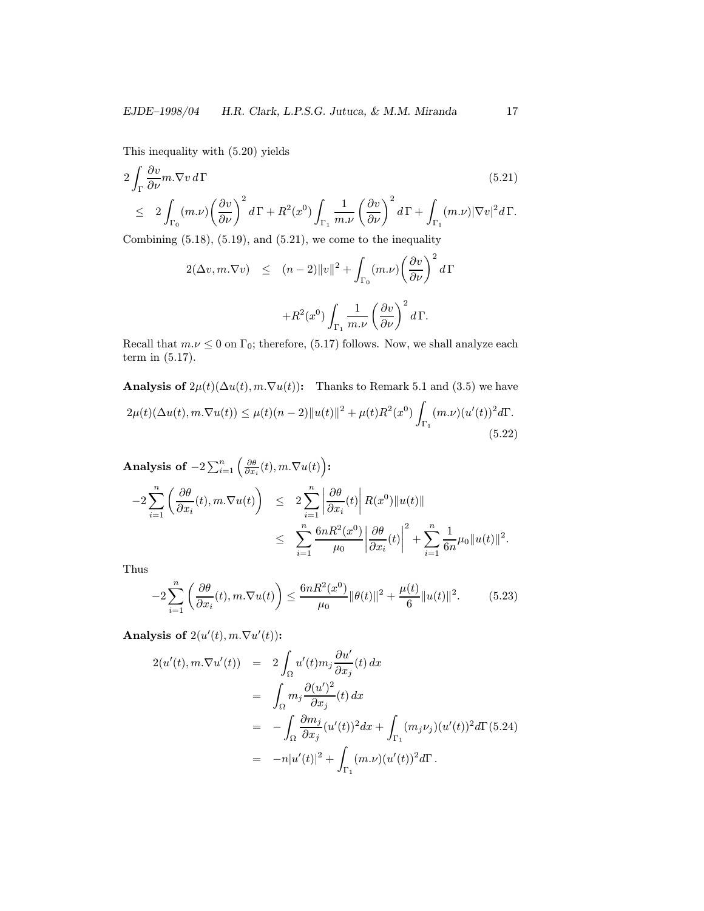This inequality with (5.20) yields

$$
\begin{aligned}
&2\int_\Gamma \frac{\partial v}{\partial \nu} m.\nabla v \, d\Gamma \qquad (5.21)\\
&\leq \; 2\int_{\Gamma_0} (m.\nu)\left(\frac{\partial v}{\partial \nu}\right)^2 d\Gamma + R^2(x^0)\int_{\Gamma_1} \frac{1}{m.\nu}\left(\frac{\partial v}{\partial \nu}\right)^2 d\Gamma + \int_{\Gamma_1} (m.\nu)|\nabla v|^2 d\Gamma.
\end{aligned}
$$

Combining (5.18), (5.19), and (5.21), we come to the inequality

$$
\begin{aligned}
2(\Delta v, m.\nabla v) \;\; &\leq \;\; (n-2)\|v\|^2 + \int_{\Gamma_0} (m.\nu)\left(\frac{\partial v}{\partial \nu}\right)^2 d\Gamma \\
&\quad + R^2(x^0)\int_{\Gamma_1} \frac{1}{m.\nu}\left(\frac{\partial v}{\partial \nu}\right)^2 d\Gamma.
\end{aligned}
$$

Recall that $m.\nu \leq 0$ on $\Gamma_0$; therefore, (5.17) follows. Now, we shall analyze each term in (5.17).

**Analysis of** $2\mu(t)(\Delta u(t), m.\nabla u(t))$**:** Thanks to Remark 5.1 and (3.5) we have

$$
2\mu(t)(\Delta u(t), m.\nabla u(t)) \leq \mu(t)(n-2)\|u(t)\|^2 + \mu(t)R^2(x^0)\int_{\Gamma_1} (m.\nu)(u'(t))^2 d\Gamma. \qquad (5.22)
$$

**Analysis of** $-2\sum_{i=1}^n \left(\frac{\partial \theta}{\partial x_i}(t), m.\nabla u(t)\right)$**:**

$$
\begin{aligned}
-2\sum_{i=1}^n \left(\frac{\partial \theta}{\partial x_i}(t), m.\nabla u(t)\right) \;\; &\leq \;\; 2\sum_{i=1}^n \left|\frac{\partial \theta}{\partial x_i}(t)\right| R(x^0)\|u(t)\| \\
&\leq \;\; \sum_{i=1}^n \frac{6nR^2(x^0)}{\mu_0}\left|\frac{\partial \theta}{\partial x_i}(t)\right|^2 + \sum_{i=1}^n \frac{1}{6n}\mu_0\|u(t)\|^2.
\end{aligned}
$$

Thus

$$
-2\sum_{i=1}^n \left(\frac{\partial \theta}{\partial x_i}(t), m.\nabla u(t)\right) \leq \frac{6nR^2(x^0)}{\mu_0}\|\theta(t)\|^2 + \frac{\mu(t)}{6}\|u(t)\|^2. \qquad (5.23)
$$

**Analysis of** $2(u'(t), m.\nabla u'(t))$**:**

$$
\begin{aligned}
2(u'(t), m.\nabla u'(t)) \;\; &= \;\; 2\int_\Omega u'(t) m_j \frac{\partial u'}{\partial x_j}(t)\, dx \\
&= \;\; \int_\Omega m_j \frac{\partial (u')^2}{\partial x_j}(t)\, dx \\
&= \;\; -\int_\Omega \frac{\partial m_j}{\partial x_j}(u'(t))^2 dx + \int_{\Gamma_1} (m_j\nu_j)(u'(t))^2 d\Gamma \qquad (5.24)\\
&= \;\; -n|u'(t)|^2 + \int_{\Gamma_1} (m.\nu)(u'(t))^2 d\Gamma\,.
\end{aligned}
$$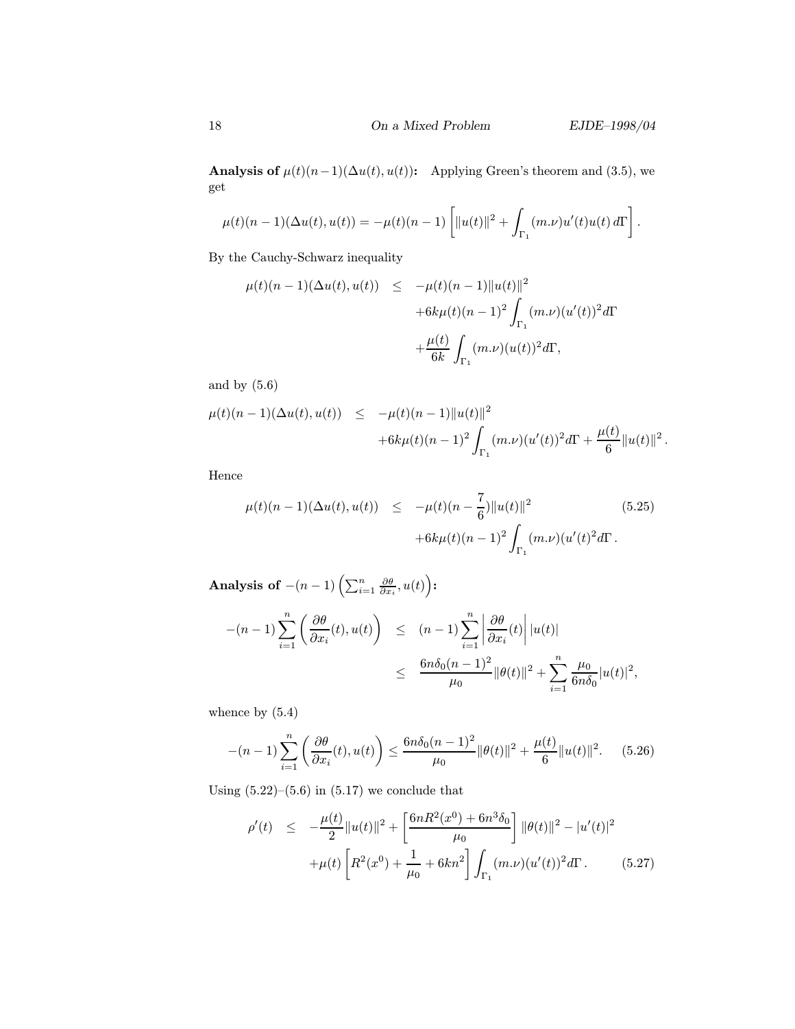**Analysis of $\mu(t)(n-1)(\Delta u(t), u(t))$:** Applying Green's theorem and (3.5), we get

$$\mu(t)(n-1)(\Delta u(t), u(t)) = -\mu(t)(n-1)\left[\|u(t)\|^2 + \int_{\Gamma_1}(m.\nu)u'(t)u(t)\,d\Gamma\right].$$

By the Cauchy-Schwarz inequality

$$\begin{aligned}
\mu(t)(n-1)(\Delta u(t), u(t)) \quad &\leq \quad -\mu(t)(n-1)\|u(t)\|^2 \\
&\quad +6k\mu(t)(n-1)^2\int_{\Gamma_1}(m.\nu)(u'(t))^2 d\Gamma \\
&\quad +\frac{\mu(t)}{6k}\int_{\Gamma_1}(m.\nu)(u(t))^2 d\Gamma,
\end{aligned}$$

and by (5.6)

$$\begin{aligned}
\mu(t)(n-1)(\Delta u(t), u(t)) \quad &\leq \quad -\mu(t)(n-1)\|u(t)\|^2 \\
&\quad +6k\mu(t)(n-1)^2\int_{\Gamma_1}(m.\nu)(u'(t))^2 d\Gamma + \frac{\mu(t)}{6}\|u(t)\|^2.
\end{aligned}$$

Hence

$$\begin{aligned}
\mu(t)(n-1)(\Delta u(t), u(t)) \quad &\leq \quad -\mu(t)(n-\frac{7}{6})\|u(t)\|^2 \\
&\quad +6k\mu(t)(n-1)^2\int_{\Gamma_1}(m.\nu)(u'(t)^2 d\Gamma.
\end{aligned} \tag{5.25}$$

**Analysis of $-(n-1)\left(\sum_{i=1}^n \frac{\partial\theta}{\partial x_i}, u(t)\right)$:**

$$\begin{aligned}
-(n-1)\sum_{i=1}^n\left(\frac{\partial\theta}{\partial x_i}(t), u(t)\right) \quad &\leq \quad (n-1)\sum_{i=1}^n\left|\frac{\partial\theta}{\partial x_i}(t)\right||u(t)| \\
&\leq \quad \frac{6n\delta_0(n-1)^2}{\mu_0}\|\theta(t)\|^2 + \sum_{i=1}^n\frac{\mu_0}{6n\delta_0}|u(t)|^2,
\end{aligned}$$

whence by (5.4)

$$-(n-1)\sum_{i=1}^n\left(\frac{\partial\theta}{\partial x_i}(t), u(t)\right) \leq \frac{6n\delta_0(n-1)^2}{\mu_0}\|\theta(t)\|^2 + \frac{\mu(t)}{6}\|u(t)\|^2. \tag{5.26}$$

Using (5.22)–(5.6) in (5.17) we conclude that

$$\begin{aligned}
\rho'(t) \quad &\leq \quad -\frac{\mu(t)}{2}\|u(t)\|^2 + \left[\frac{6nR^2(x^0)+6n^3\delta_0}{\mu_0}\right]\|\theta(t)\|^2 - |u'(t)|^2 \\
&\quad +\mu(t)\left[R^2(x^0)+\frac{1}{\mu_0}+6kn^2\right]\int_{\Gamma_1}(m.\nu)(u'(t))^2 d\Gamma.
\end{aligned} \tag{5.27}$$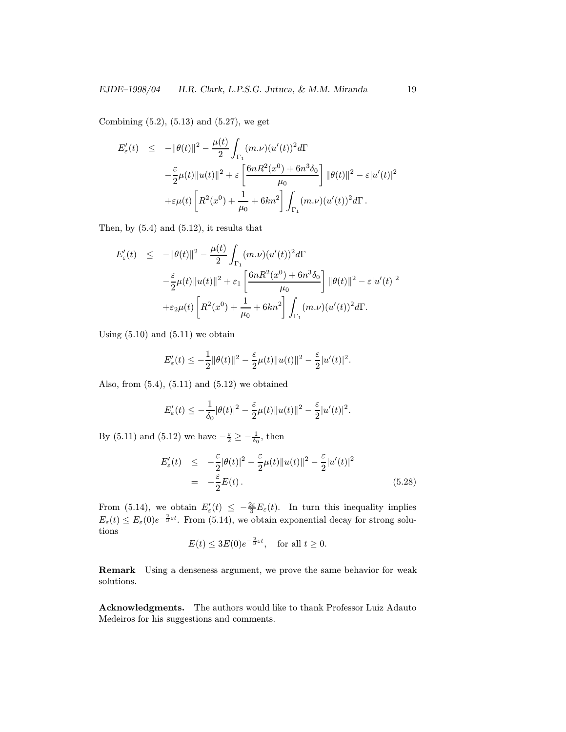Combining (5.2), (5.13) and (5.27), we get

$$
\begin{aligned}
E_\varepsilon'(t) \quad &\leq \quad -\|\theta(t)\|^2 - \frac{\mu(t)}{2}\int_{\Gamma_1}(m.\nu)(u'(t))^2 d\Gamma \\
&\quad -\frac{\varepsilon}{2}\mu(t)\|u(t)\|^2 + \varepsilon\left[\frac{6nR^2(x^0) + 6n^3\delta_0}{\mu_0}\right]\|\theta(t)\|^2 - \varepsilon|u'(t)|^2 \\
&\quad +\varepsilon\mu(t)\left[R^2(x^0) + \frac{1}{\mu_0} + 6kn^2\right]\int_{\Gamma_1}(m.\nu)(u'(t))^2 d\Gamma\,.
\end{aligned}
$$

Then, by (5.4) and (5.12), it results that

$$
\begin{aligned}
E_\varepsilon'(t) \quad &\leq \quad -\|\theta(t)\|^2 - \frac{\mu(t)}{2}\int_{\Gamma_1}(m.\nu)(u'(t))^2 d\Gamma \\
&\quad -\frac{\varepsilon}{2}\mu(t)\|u(t)\|^2 + \varepsilon_1\left[\frac{6nR^2(x^0) + 6n^3\delta_0}{\mu_0}\right]\|\theta(t)\|^2 - \varepsilon|u'(t)|^2 \\
&\quad +\varepsilon_2\mu(t)\left[R^2(x^0) + \frac{1}{\mu_0} + 6kn^2\right]\int_{\Gamma_1}(m.\nu)(u'(t))^2 d\Gamma.
\end{aligned}
$$

Using (5.10) and (5.11) we obtain

$$
E_\varepsilon'(t) \leq -\frac{1}{2}\|\theta(t)\|^2 - \frac{\varepsilon}{2}\mu(t)\|u(t)\|^2 - \frac{\varepsilon}{2}|u'(t)|^2.
$$

Also, from (5.4), (5.11) and (5.12) we obtained

$$
E_\varepsilon'(t) \leq -\frac{1}{\delta_0}|\theta(t)|^2 - \frac{\varepsilon}{2}\mu(t)\|u(t)\|^2 - \frac{\varepsilon}{2}|u'(t)|^2.
$$

By (5.11) and (5.12) we have $-\frac{\varepsilon}{2} \geq -\frac{1}{\delta_0}$, then

$$
\begin{aligned}
E_\varepsilon'(t) \quad &\leq \quad -\frac{\varepsilon}{2}|\theta(t)|^2 - \frac{\varepsilon}{2}\mu(t)\|u(t)\|^2 - \frac{\varepsilon}{2}|u'(t)|^2 \\
&= \quad -\frac{\varepsilon}{2}E(t)\,.
\end{aligned}
\tag{5.28}
$$

From (5.14), we obtain $E_\varepsilon'(t) \leq -\frac{2\varepsilon}{3}E_\varepsilon(t)$. In turn this inequality implies $E_\varepsilon(t) \leq E_\varepsilon(0)e^{-\frac{2}{3}\varepsilon t}$. From (5.14), we obtain exponential decay for strong solutions

$$
E(t) \leq 3E(0)e^{-\frac{2}{3}\varepsilon t}, \quad \text{for all } t \geq 0.
$$

**Remark** Using a denseness argument, we prove the same behavior for weak solutions.

**Acknowledgments.** The authors would like to thank Professor Luiz Adauto Medeiros for his suggestions and comments.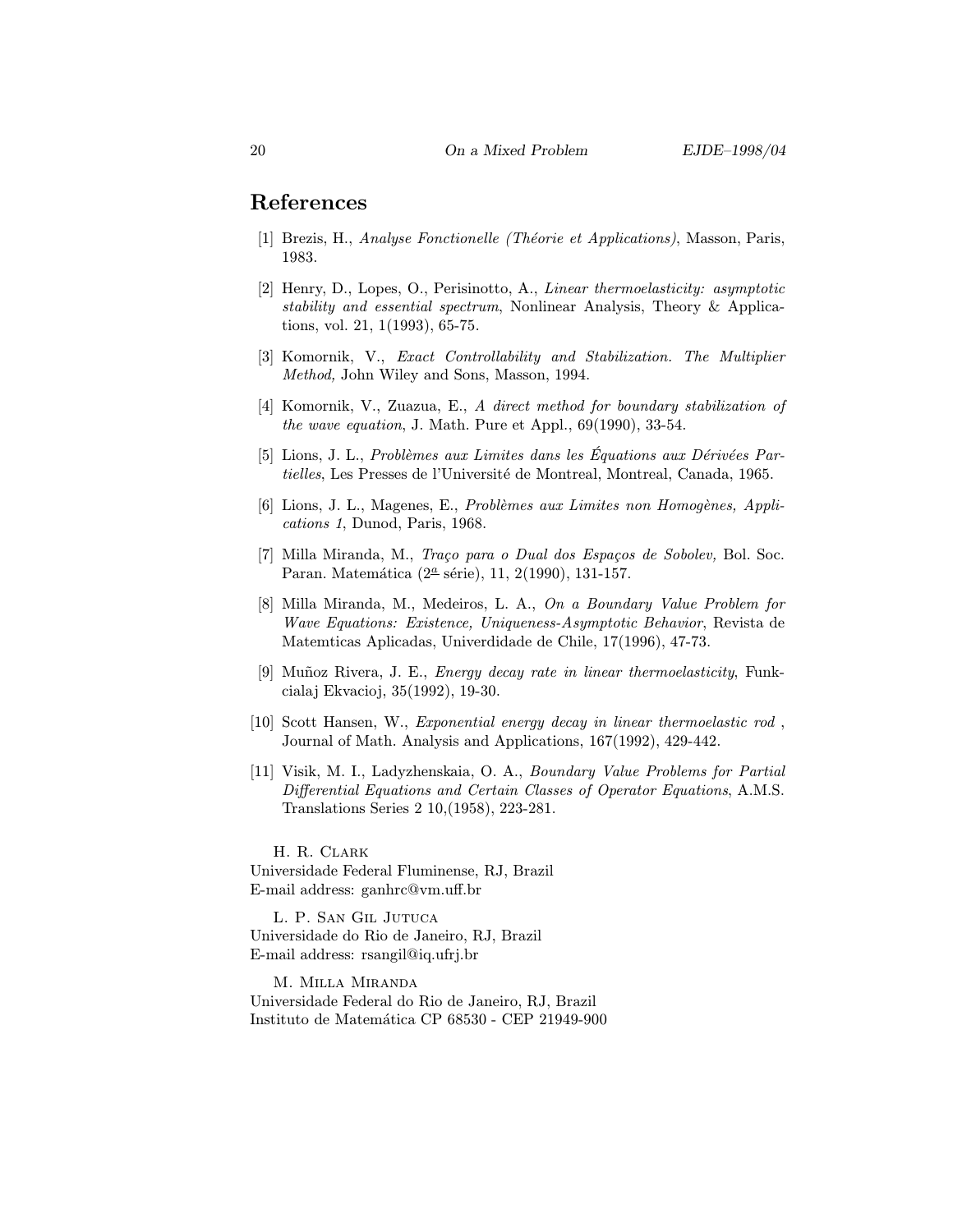## References

[1] Brezis, H., *Analyse Fonctionelle (Théorie et Applications)*, Masson, Paris, 1983.

[2] Henry, D., Lopes, O., Perisinotto, A., *Linear thermoelasticity: asymptotic stability and essential spectrum*, Nonlinear Analysis, Theory & Applications, vol. 21, 1(1993), 65-75.

[3] Komornik, V., *Exact Controllability and Stabilization. The Multiplier Method,* John Wiley and Sons, Masson, 1994.

[4] Komornik, V., Zuazua, E., *A direct method for boundary stabilization of the wave equation*, J. Math. Pure et Appl., 69(1990), 33-54.

[5] Lions, J. L., *Problèmes aux Limites dans les Équations aux Dérivées Partielles*, Les Presses de l'Université de Montreal, Montreal, Canada, 1965.

[6] Lions, J. L., Magenes, E., *Problèmes aux Limites non Homogènes, Applications 1*, Dunod, Paris, 1968.

[7] Milla Miranda, M., *Traço para o Dual dos Espaços de Sobolev,* Bol. Soc. Paran. Matemática (2ª série), 11, 2(1990), 131-157.

[8] Milla Miranda, M., Medeiros, L. A., *On a Boundary Value Problem for Wave Equations: Existence, Uniqueness-Asymptotic Behavior*, Revista de Matemticas Aplicadas, Univerdidade de Chile, 17(1996), 47-73.

[9] Muñoz Rivera, J. E., *Energy decay rate in linear thermoelasticity*, Funkcialaj Ekvacioj, 35(1992), 19-30.

[10] Scott Hansen, W., *Exponential energy decay in linear thermoelastic rod* , Journal of Math. Analysis and Applications, 167(1992), 429-442.

[11] Visik, M. I., Ladyzhenskaia, O. A., *Boundary Value Problems for Partial Differential Equations and Certain Classes of Operator Equations*, A.M.S. Translations Series 2 10,(1958), 223-281.

H. R. Clark
Universidade Federal Fluminense, RJ, Brazil
E-mail address: ganhrc@vm.uff.br

L. P. San Gil Jutuca
Universidade do Rio de Janeiro, RJ, Brazil
E-mail address: rsangil@iq.ufrj.br

M. Milla Miranda
Universidade Federal do Rio de Janeiro, RJ, Brazil
Instituto de Matemática CP 68530 - CEP 21949-900